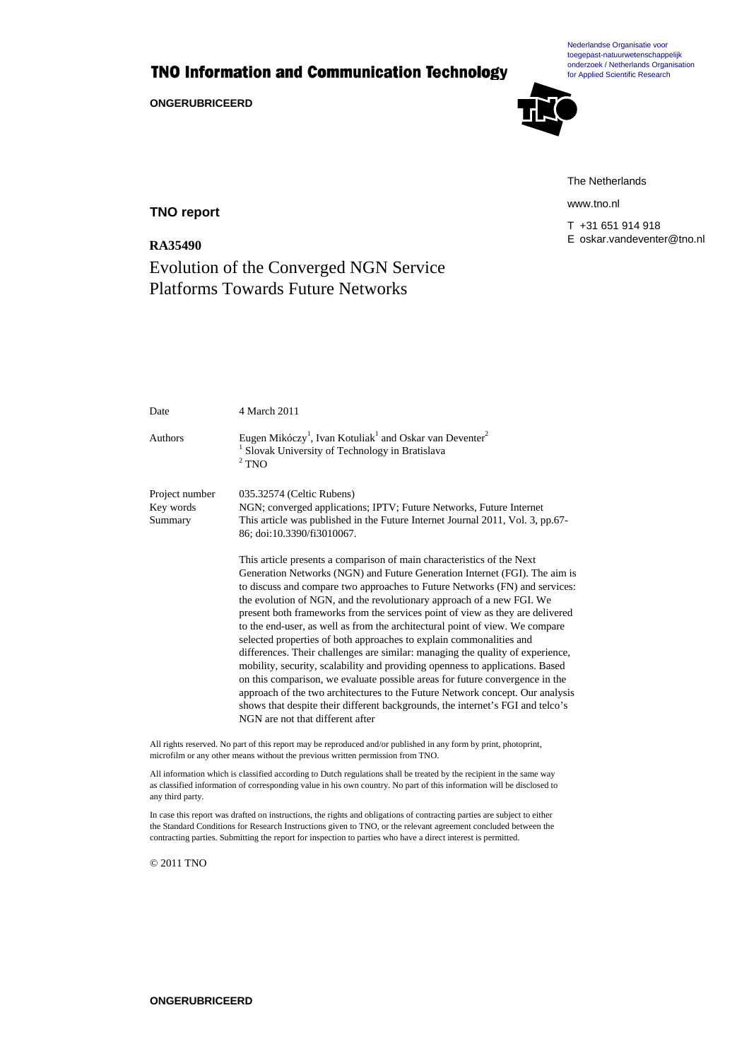# TNO Information and Communication Technology

**ONGERUBRICEERD**

Nederlandse Organisatie voor toegepast-natuurwetenschappelijk onderzoek / Netherlands Organisation for Applied Scientific Research

The Netherlands

www.tno.nl

T +31 651 914 918
E oskar.vandeventer@tno.nl

**TNO report**

**RA35490**

## Evolution of the Converged NGN Service Platforms Towards Future Networks

| | |
|---|---|
| Date | 4 March 2011 |
| Authors | Eugen Mikóczy[1], Ivan Kotuliak[1] and Oskar van Deventer[2]<br>[1] Slovak University of Technology in Bratislava<br>[2] TNO |
| Project number | 035.32574 (Celtic Rubens) |
| Key words | NGN; converged applications; IPTV; Future Networks, Future Internet |
| Summary | This article was published in the Future Internet Journal 2011, Vol. 3, pp.67-86; doi:10.3390/fi3010067.<br><br>This article presents a comparison of main characteristics of the Next Generation Networks (NGN) and Future Generation Internet (FGI). The aim is to discuss and compare two approaches to Future Networks (FN) and services: the evolution of NGN, and the revolutionary approach of a new FGI. We present both frameworks from the services point of view as they are delivered to the end-user, as well as from the architectural point of view. We compare selected properties of both approaches to explain commonalities and differences. Their challenges are similar: managing the quality of experience, mobility, security, scalability and providing openness to applications. Based on this comparison, we evaluate possible areas for future convergence in the approach of the two architectures to the Future Network concept. Our analysis shows that despite their different backgrounds, the internet's FGI and telco's NGN are not that different after |

All rights reserved. No part of this report may be reproduced and/or published in any form by print, photoprint, microfilm or any other means without the previous written permission from TNO.

All information which is classified according to Dutch regulations shall be treated by the recipient in the same way as classified information of corresponding value in his own country. No part of this information will be disclosed to any third party.

In case this report was drafted on instructions, the rights and obligations of contracting parties are subject to either the Standard Conditions for Research Instructions given to TNO, or the relevant agreement concluded between the contracting parties. Submitting the report for inspection to parties who have a direct interest is permitted.

© 2011 TNO

**ONGERUBRICEERD**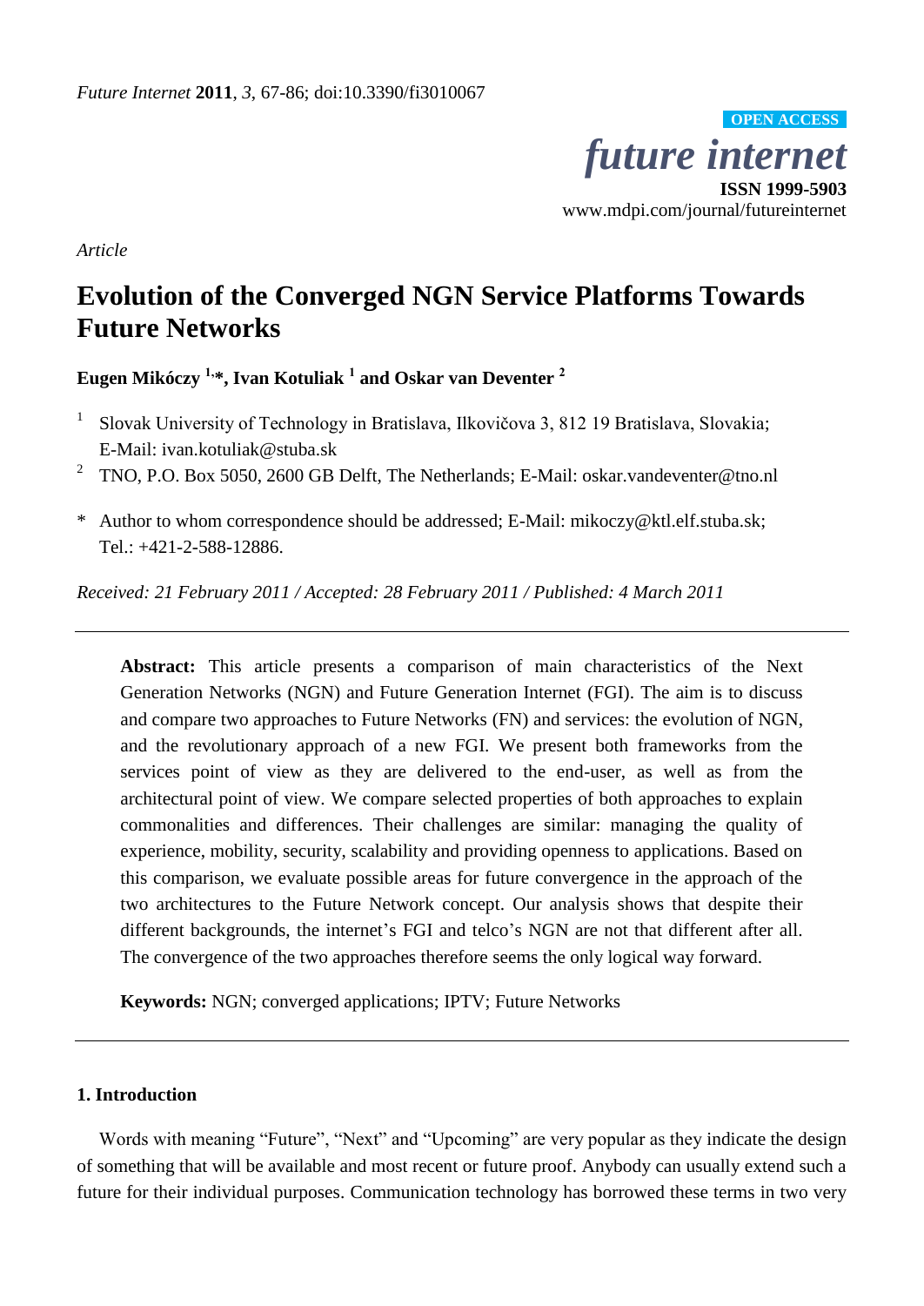*Future Internet* **2011**, *3*, 67-86; doi:10.3390/fi3010067

**OPEN ACCESS**

# *future internet*

**ISSN 1999-5903**

www.mdpi.com/journal/futureinternet

*Article*

# Evolution of the Converged NGN Service Platforms Towards Future Networks

**Eugen Mikóczy [1,*], Ivan Kotuliak [1] and Oskar van Deventer [2]**

[1] Slovak University of Technology in Bratislava, Ilkovičova 3, 812 19 Bratislava, Slovakia; E-Mail: ivan.kotuliak@stuba.sk

[2] TNO, P.O. Box 5050, 2600 GB Delft, The Netherlands; E-Mail: oskar.vandeventer@tno.nl

\* Author to whom correspondence should be addressed; E-Mail: mikoczy@ktl.elf.stuba.sk; Tel.: +421-2-588-12886.

*Received: 21 February 2011 / Accepted: 28 February 2011 / Published: 4 March 2011*

---

**Abstract:** This article presents a comparison of main characteristics of the Next Generation Networks (NGN) and Future Generation Internet (FGI). The aim is to discuss and compare two approaches to Future Networks (FN) and services: the evolution of NGN, and the revolutionary approach of a new FGI. We present both frameworks from the services point of view as they are delivered to the end-user, as well as from the architectural point of view. We compare selected properties of both approaches to explain commonalities and differences. Their challenges are similar: managing the quality of experience, mobility, security, scalability and providing openness to applications. Based on this comparison, we evaluate possible areas for future convergence in the approach of the two architectures to the Future Network concept. Our analysis shows that despite their different backgrounds, the internet's FGI and telco's NGN are not that different after all. The convergence of the two approaches therefore seems the only logical way forward.

**Keywords:** NGN; converged applications; IPTV; Future Networks

---

## 1. Introduction

Words with meaning "Future", "Next" and "Upcoming" are very popular as they indicate the design of something that will be available and most recent or future proof. Anybody can usually extend such a future for their individual purposes. Communication technology has borrowed these terms in two very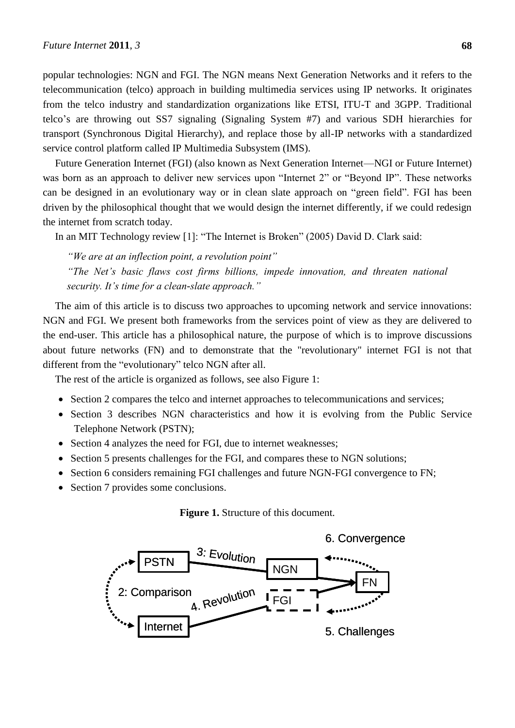popular technologies: NGN and FGI. The NGN means Next Generation Networks and it refers to the telecommunication (telco) approach in building multimedia services using IP networks. It originates from the telco industry and standardization organizations like ETSI, ITU-T and 3GPP. Traditional telco's are throwing out SS7 signaling (Signaling System #7) and various SDH hierarchies for transport (Synchronous Digital Hierarchy), and replace those by all-IP networks with a standardized service control platform called IP Multimedia Subsystem (IMS).

Future Generation Internet (FGI) (also known as Next Generation Internet—NGI or Future Internet) was born as an approach to deliver new services upon "Internet 2" or "Beyond IP". These networks can be designed in an evolutionary way or in clean slate approach on "green field". FGI has been driven by the philosophical thought that we would design the internet differently, if we could redesign the internet from scratch today.

In an MIT Technology review [1]: "The Internet is Broken" (2005) David D. Clark said:

> *"We are at an inflection point, a revolution point"*
>
> *"The Net's basic flaws cost firms billions, impede innovation, and threaten national security. It's time for a clean-slate approach."*

The aim of this article is to discuss two approaches to upcoming network and service innovations: NGN and FGI. We present both frameworks from the services point of view as they are delivered to the end-user. This article has a philosophical nature, the purpose of which is to improve discussions about future networks (FN) and to demonstrate that the "revolutionary" internet FGI is not that different from the "evolutionary" telco NGN after all.

The rest of the article is organized as follows, see also Figure 1:

- Section 2 compares the telco and internet approaches to telecommunications and services;
- Section 3 describes NGN characteristics and how it is evolving from the Public Service Telephone Network (PSTN);
- Section 4 analyzes the need for FGI, due to internet weaknesses;
- Section 5 presents challenges for the FGI, and compares these to NGN solutions;
- Section 6 considers remaining FGI challenges and future NGN-FGI convergence to FN;
- Section 7 provides some conclusions.

**Figure 1.** Structure of this document.

6. Convergence

PSTN — 3: Evolution — NGN

2: Comparison — FN

Internet — 4. Revolution — FGI

5. Challenges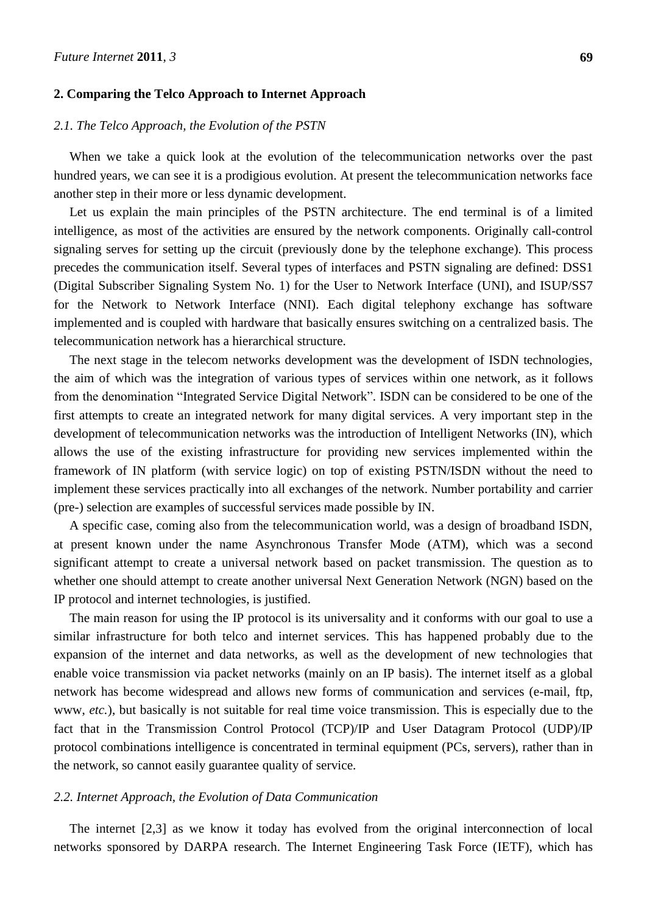## 2. Comparing the Telco Approach to Internet Approach

### *2.1. The Telco Approach, the Evolution of the PSTN*

When we take a quick look at the evolution of the telecommunication networks over the past hundred years, we can see it is a prodigious evolution. At present the telecommunication networks face another step in their more or less dynamic development.

Let us explain the main principles of the PSTN architecture. The end terminal is of a limited intelligence, as most of the activities are ensured by the network components. Originally call-control signaling serves for setting up the circuit (previously done by the telephone exchange). This process precedes the communication itself. Several types of interfaces and PSTN signaling are defined: DSS1 (Digital Subscriber Signaling System No. 1) for the User to Network Interface (UNI), and ISUP/SS7 for the Network to Network Interface (NNI). Each digital telephony exchange has software implemented and is coupled with hardware that basically ensures switching on a centralized basis. The telecommunication network has a hierarchical structure.

The next stage in the telecom networks development was the development of ISDN technologies, the aim of which was the integration of various types of services within one network, as it follows from the denomination "Integrated Service Digital Network". ISDN can be considered to be one of the first attempts to create an integrated network for many digital services. A very important step in the development of telecommunication networks was the introduction of Intelligent Networks (IN), which allows the use of the existing infrastructure for providing new services implemented within the framework of IN platform (with service logic) on top of existing PSTN/ISDN without the need to implement these services practically into all exchanges of the network. Number portability and carrier (pre-) selection are examples of successful services made possible by IN.

A specific case, coming also from the telecommunication world, was a design of broadband ISDN, at present known under the name Asynchronous Transfer Mode (ATM), which was a second significant attempt to create a universal network based on packet transmission. The question as to whether one should attempt to create another universal Next Generation Network (NGN) based on the IP protocol and internet technologies, is justified.

The main reason for using the IP protocol is its universality and it conforms with our goal to use a similar infrastructure for both telco and internet services. This has happened probably due to the expansion of the internet and data networks, as well as the development of new technologies that enable voice transmission via packet networks (mainly on an IP basis). The internet itself as a global network has become widespread and allows new forms of communication and services (e-mail, ftp, www, *etc.*), but basically is not suitable for real time voice transmission. This is especially due to the fact that in the Transmission Control Protocol (TCP)/IP and User Datagram Protocol (UDP)/IP protocol combinations intelligence is concentrated in terminal equipment (PCs, servers), rather than in the network, so cannot easily guarantee quality of service.

### *2.2. Internet Approach, the Evolution of Data Communication*

The internet [2,3] as we know it today has evolved from the original interconnection of local networks sponsored by DARPA research. The Internet Engineering Task Force (IETF), which has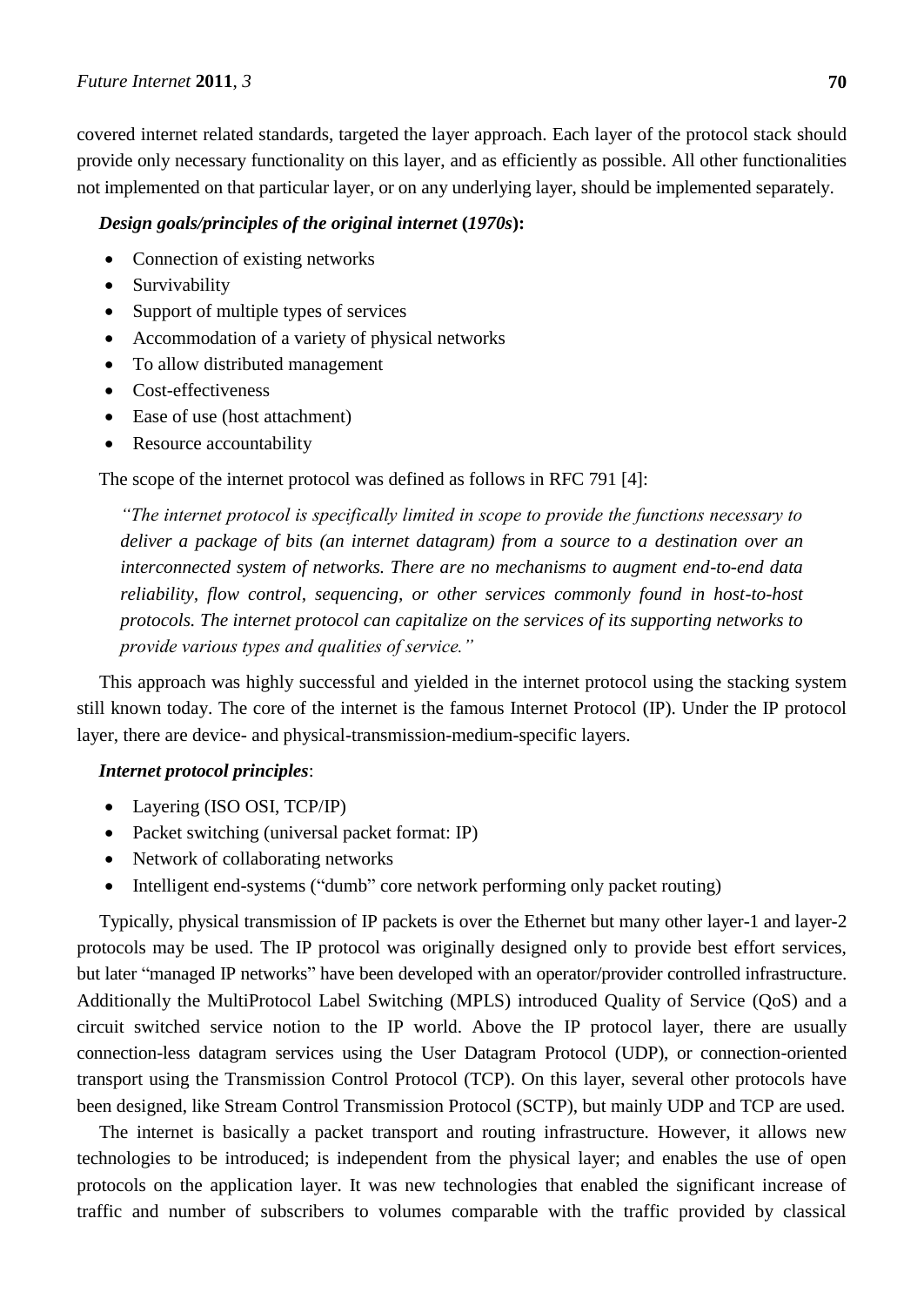covered internet related standards, targeted the layer approach. Each layer of the protocol stack should provide only necessary functionality on this layer, and as efficiently as possible. All other functionalities not implemented on that particular layer, or on any underlying layer, should be implemented separately.

***Design goals/principles of the original internet (1970s):***

- Connection of existing networks
- Survivability
- Support of multiple types of services
- Accommodation of a variety of physical networks
- To allow distributed management
- Cost-effectiveness
- Ease of use (host attachment)
- Resource accountability

The scope of the internet protocol was defined as follows in RFC 791 [4]:

> *"The internet protocol is specifically limited in scope to provide the functions necessary to deliver a package of bits (an internet datagram) from a source to a destination over an interconnected system of networks. There are no mechanisms to augment end-to-end data reliability, flow control, sequencing, or other services commonly found in host-to-host protocols. The internet protocol can capitalize on the services of its supporting networks to provide various types and qualities of service."*

This approach was highly successful and yielded in the internet protocol using the stacking system still known today. The core of the internet is the famous Internet Protocol (IP). Under the IP protocol layer, there are device- and physical-transmission-medium-specific layers.

***Internet protocol principles***:

- Layering (ISO OSI, TCP/IP)
- Packet switching (universal packet format: IP)
- Network of collaborating networks
- Intelligent end-systems ("dumb" core network performing only packet routing)

Typically, physical transmission of IP packets is over the Ethernet but many other layer-1 and layer-2 protocols may be used. The IP protocol was originally designed only to provide best effort services, but later "managed IP networks" have been developed with an operator/provider controlled infrastructure. Additionally the MultiProtocol Label Switching (MPLS) introduced Quality of Service (QoS) and a circuit switched service notion to the IP world. Above the IP protocol layer, there are usually connection-less datagram services using the User Datagram Protocol (UDP), or connection-oriented transport using the Transmission Control Protocol (TCP). On this layer, several other protocols have been designed, like Stream Control Transmission Protocol (SCTP), but mainly UDP and TCP are used.

The internet is basically a packet transport and routing infrastructure. However, it allows new technologies to be introduced; is independent from the physical layer; and enables the use of open protocols on the application layer. It was new technologies that enabled the significant increase of traffic and number of subscribers to volumes comparable with the traffic provided by classical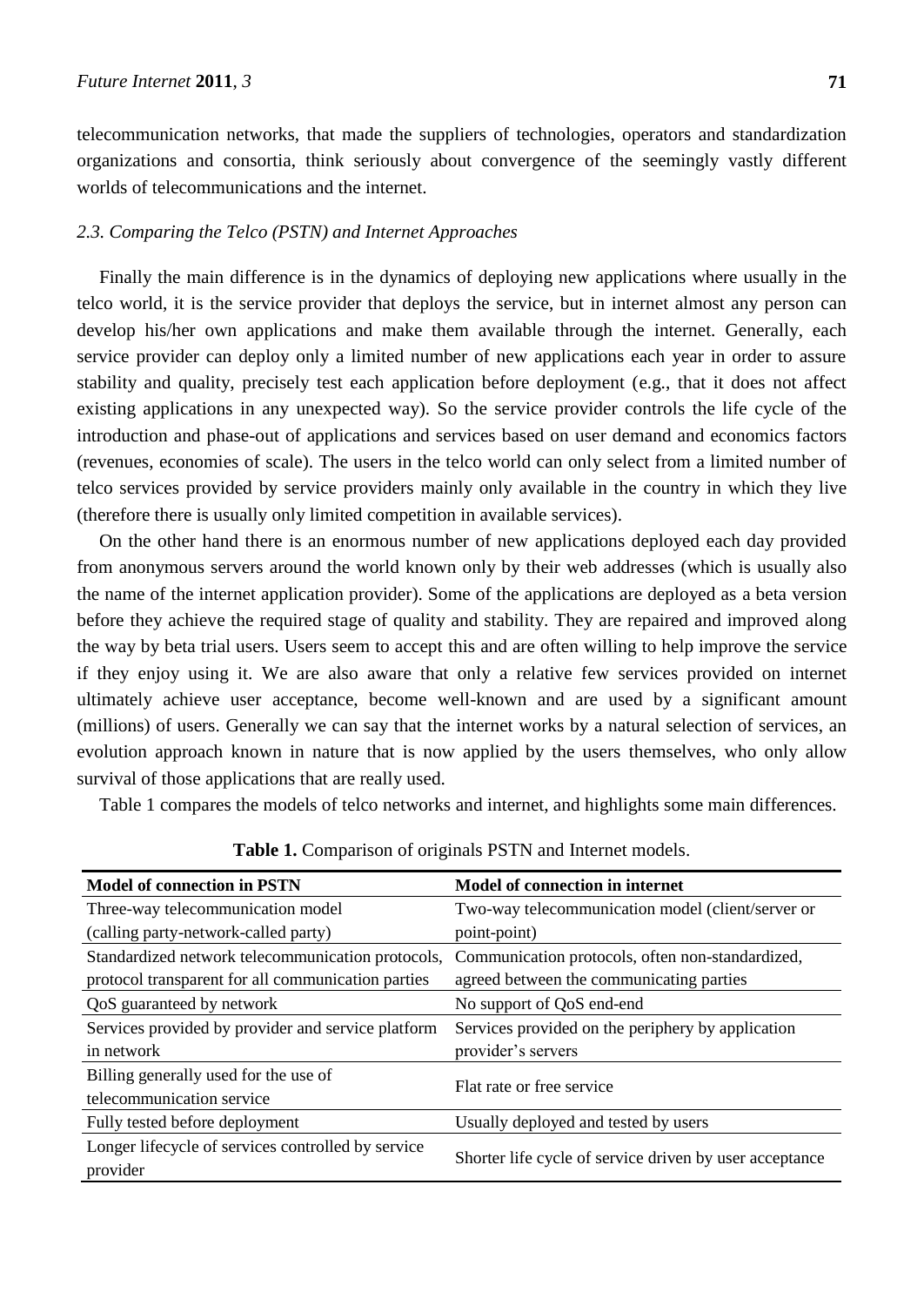telecommunication networks, that made the suppliers of technologies, operators and standardization organizations and consortia, think seriously about convergence of the seemingly vastly different worlds of telecommunications and the internet.

### *2.3. Comparing the Telco (PSTN) and Internet Approaches*

Finally the main difference is in the dynamics of deploying new applications where usually in the telco world, it is the service provider that deploys the service, but in internet almost any person can develop his/her own applications and make them available through the internet. Generally, each service provider can deploy only a limited number of new applications each year in order to assure stability and quality, precisely test each application before deployment (e.g., that it does not affect existing applications in any unexpected way). So the service provider controls the life cycle of the introduction and phase-out of applications and services based on user demand and economics factors (revenues, economies of scale). The users in the telco world can only select from a limited number of telco services provided by service providers mainly only available in the country in which they live (therefore there is usually only limited competition in available services).

On the other hand there is an enormous number of new applications deployed each day provided from anonymous servers around the world known only by their web addresses (which is usually also the name of the internet application provider). Some of the applications are deployed as a beta version before they achieve the required stage of quality and stability. They are repaired and improved along the way by beta trial users. Users seem to accept this and are often willing to help improve the service if they enjoy using it. We are also aware that only a relative few services provided on internet ultimately achieve user acceptance, become well-known and are used by a significant amount (millions) of users. Generally we can say that the internet works by a natural selection of services, an evolution approach known in nature that is now applied by the users themselves, who only allow survival of those applications that are really used.

Table 1 compares the models of telco networks and internet, and highlights some main differences.

**Table 1.** Comparison of originals PSTN and Internet models.

| **Model of connection in PSTN** | **Model of connection in internet** |
|---|---|
| Three-way telecommunication model (calling party-network-called party) | Two-way telecommunication model (client/server or point-point) |
| Standardized network telecommunication protocols, protocol transparent for all communication parties | Communication protocols, often non-standardized, agreed between the communicating parties |
| QoS guaranteed by network | No support of QoS end-end |
| Services provided by provider and service platform in network | Services provided on the periphery by application provider's servers |
| Billing generally used for the use of telecommunication service | Flat rate or free service |
| Fully tested before deployment | Usually deployed and tested by users |
| Longer lifecycle of services controlled by service provider | Shorter life cycle of service driven by user acceptance |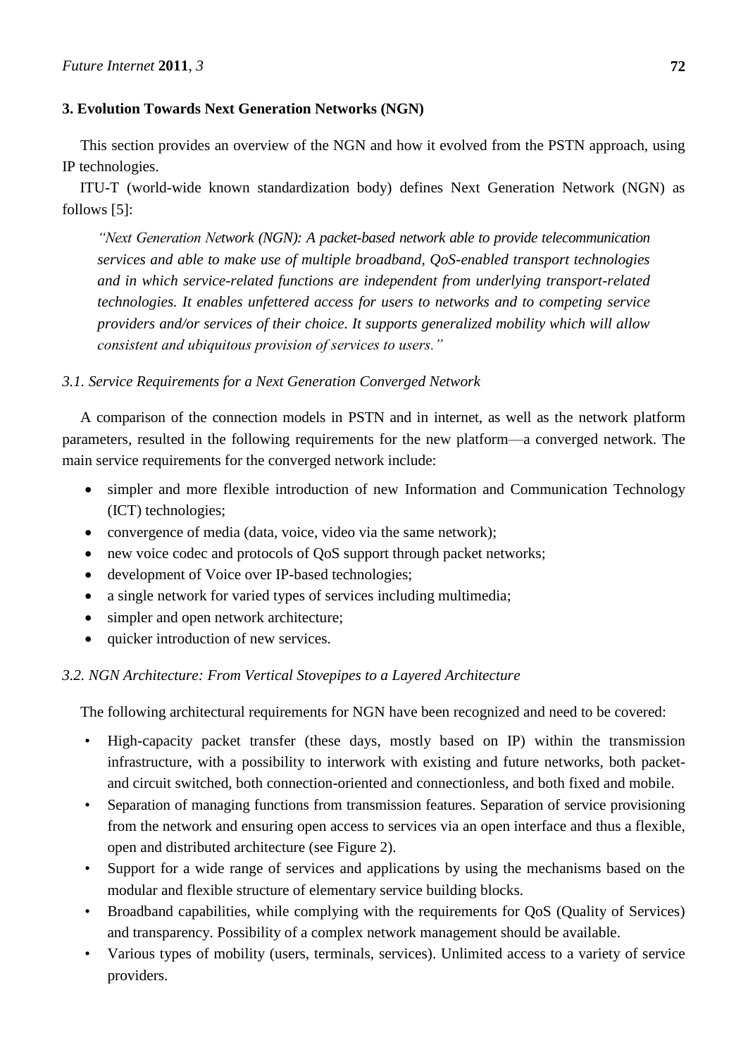## 3. Evolution Towards Next Generation Networks (NGN)

This section provides an overview of the NGN and how it evolved from the PSTN approach, using IP technologies.

ITU-T (world-wide known standardization body) defines Next Generation Network (NGN) as follows [5]:

> *"Next Generation Network (NGN): A packet-based network able to provide telecommunication services and able to make use of multiple broadband, QoS-enabled transport technologies and in which service-related functions are independent from underlying transport-related technologies. It enables unfettered access for users to networks and to competing service providers and/or services of their choice. It supports generalized mobility which will allow consistent and ubiquitous provision of services to users."*

### *3.1. Service Requirements for a Next Generation Converged Network*

A comparison of the connection models in PSTN and in internet, as well as the network platform parameters, resulted in the following requirements for the new platform—a converged network. The main service requirements for the converged network include:

- simpler and more flexible introduction of new Information and Communication Technology (ICT) technologies;
- convergence of media (data, voice, video via the same network);
- new voice codec and protocols of QoS support through packet networks;
- development of Voice over IP-based technologies;
- a single network for varied types of services including multimedia;
- simpler and open network architecture;
- quicker introduction of new services.

### *3.2. NGN Architecture: From Vertical Stovepipes to a Layered Architecture*

The following architectural requirements for NGN have been recognized and need to be covered:

- High-capacity packet transfer (these days, mostly based on IP) within the transmission infrastructure, with a possibility to interwork with existing and future networks, both packet- and circuit switched, both connection-oriented and connectionless, and both fixed and mobile.
- Separation of managing functions from transmission features. Separation of service provisioning from the network and ensuring open access to services via an open interface and thus a flexible, open and distributed architecture (see Figure 2).
- Support for a wide range of services and applications by using the mechanisms based on the modular and flexible structure of elementary service building blocks.
- Broadband capabilities, while complying with the requirements for QoS (Quality of Services) and transparency. Possibility of a complex network management should be available.
- Various types of mobility (users, terminals, services). Unlimited access to a variety of service providers.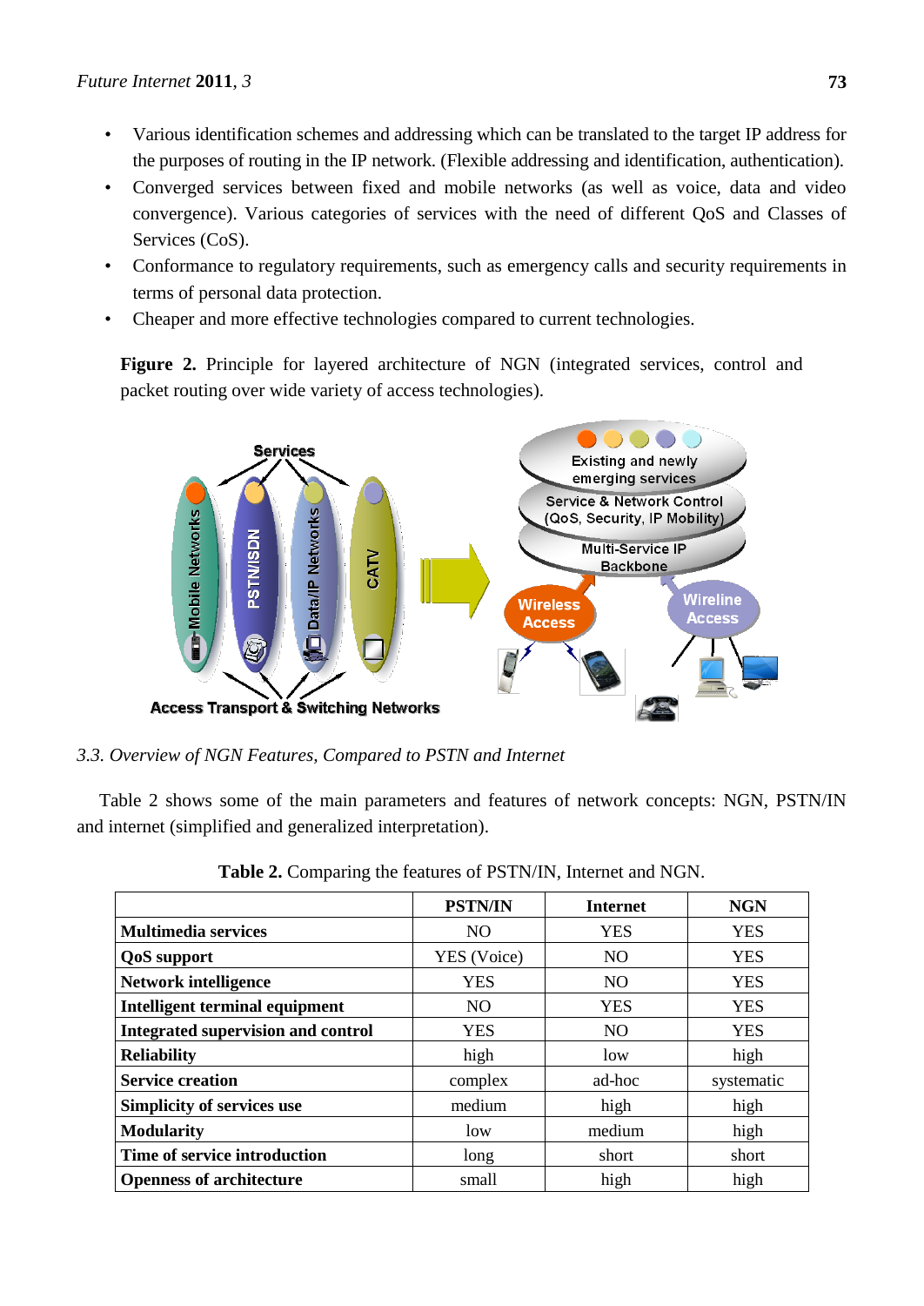- Various identification schemes and addressing which can be translated to the target IP address for the purposes of routing in the IP network. (Flexible addressing and identification, authentication).
- Converged services between fixed and mobile networks (as well as voice, data and video convergence). Various categories of services with the need of different QoS and Classes of Services (CoS).
- Conformance to regulatory requirements, such as emergency calls and security requirements in terms of personal data protection.
- Cheaper and more effective technologies compared to current technologies.

**Figure 2.** Principle for layered architecture of NGN (integrated services, control and packet routing over wide variety of access technologies).

### *3.3. Overview of NGN Features, Compared to PSTN and Internet*

Table 2 shows some of the main parameters and features of network concepts: NGN, PSTN/IN and internet (simplified and generalized interpretation).

**Table 2.** Comparing the features of PSTN/IN, Internet and NGN.

| | PSTN/IN | Internet | NGN |
|---|---|---|---|
| **Multimedia services** | NO | YES | YES |
| **QoS support** | YES (Voice) | NO | YES |
| **Network intelligence** | YES | NO | YES |
| **Intelligent terminal equipment** | NO | YES | YES |
| **Integrated supervision and control** | YES | NO | YES |
| **Reliability** | high | low | high |
| **Service creation** | complex | ad-hoc | systematic |
| **Simplicity of services use** | medium | high | high |
| **Modularity** | low | medium | high |
| **Time of service introduction** | long | short | short |
| **Openness of architecture** | small | high | high |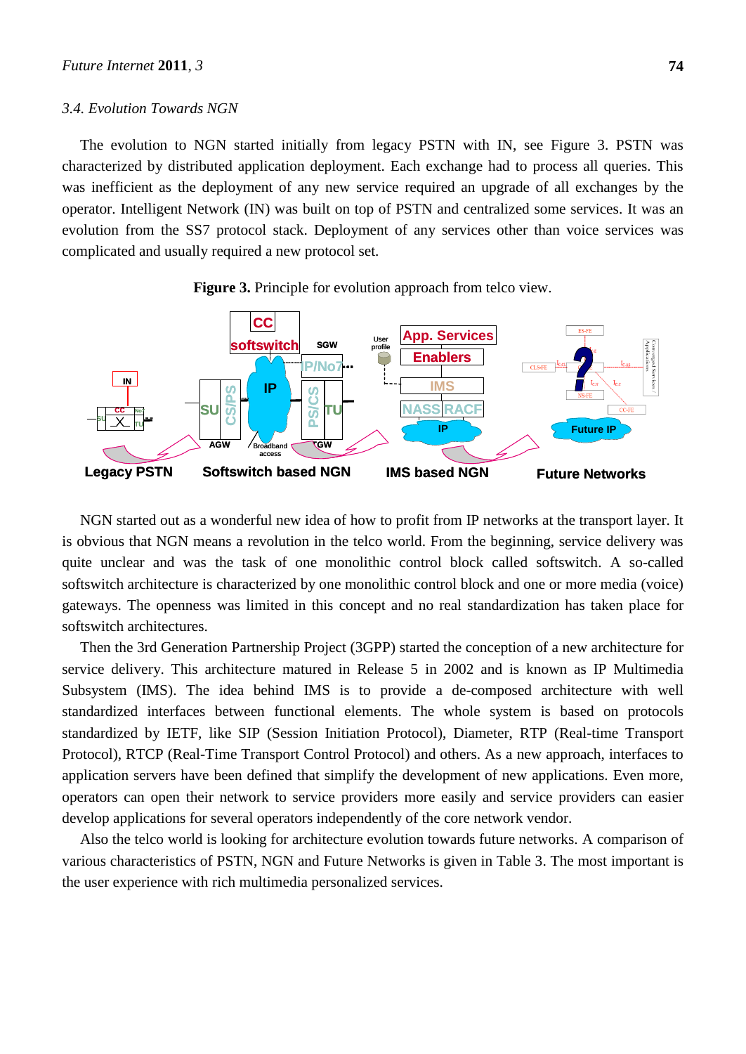### 3.4. Evolution Towards NGN

The evolution to NGN started initially from legacy PSTN with IN, see Figure 3. PSTN was characterized by distributed application deployment. Each exchange had to process all queries. This was inefficient as the deployment of any new service required an upgrade of all exchanges by the operator. Intelligent Network (IN) was built on top of PSTN and centralized some services. It was an evolution from the SS7 protocol stack. Deployment of any services other than voice services was complicated and usually required a new protocol set.

**Figure 3.** Principle for evolution approach from telco view.

NGN started out as a wonderful new idea of how to profit from IP networks at the transport layer. It is obvious that NGN means a revolution in the telco world. From the beginning, service delivery was quite unclear and was the task of one monolithic control block called softswitch. A so-called softswitch architecture is characterized by one monolithic control block and one or more media (voice) gateways. The openness was limited in this concept and no real standardization has taken place for softswitch architectures.

Then the 3rd Generation Partnership Project (3GPP) started the conception of a new architecture for service delivery. This architecture matured in Release 5 in 2002 and is known as IP Multimedia Subsystem (IMS). The idea behind IMS is to provide a de-composed architecture with well standardized interfaces between functional elements. The whole system is based on protocols standardized by IETF, like SIP (Session Initiation Protocol), Diameter, RTP (Real-time Transport Protocol), RTCP (Real-Time Transport Control Protocol) and others. As a new approach, interfaces to application servers have been defined that simplify the development of new applications. Even more, operators can open their network to service providers more easily and service providers can easier develop applications for several operators independently of the core network vendor.

Also the telco world is looking for architecture evolution towards future networks. A comparison of various characteristics of PSTN, NGN and Future Networks is given in Table 3. The most important is the user experience with rich multimedia personalized services.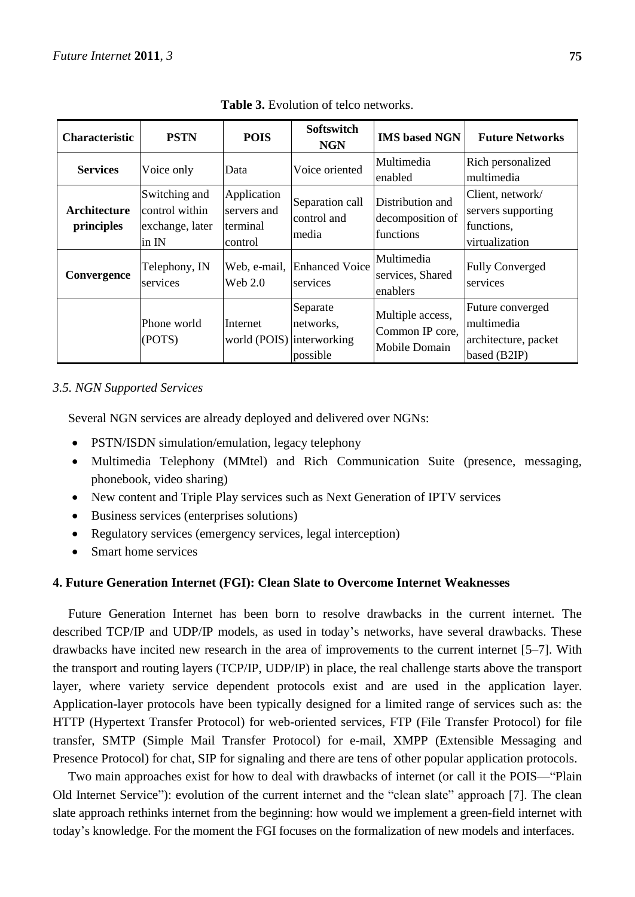**Table 3.** Evolution of telco networks.

| Characteristic | PSTN | POIS | Softswitch NGN | IMS based NGN | Future Networks |
|---|---|---|---|---|---|
| **Services** | Voice only | Data | Voice oriented | Multimedia enabled | Rich personalized multimedia |
| **Architecture principles** | Switching and control within exchange, later in IN | Application servers and terminal control | Separation call control and media | Distribution and decomposition of functions | Client, network/ servers supporting functions, virtualization |
| **Convergence** | Telephony, IN services | Web, e-mail, Web 2.0 | Enhanced Voice services | Multimedia services, Shared enablers | Fully Converged services |
| | Phone world (POTS) | Internet world (POIS) | Separate networks, interworking possible | Multiple access, Common IP core, Mobile Domain | Future converged multimedia architecture, packet based (B2IP) |

### *3.5. NGN Supported Services*

Several NGN services are already deployed and delivered over NGNs:

- PSTN/ISDN simulation/emulation, legacy telephony
- Multimedia Telephony (MMtel) and Rich Communication Suite (presence, messaging, phonebook, video sharing)
- New content and Triple Play services such as Next Generation of IPTV services
- Business services (enterprises solutions)
- Regulatory services (emergency services, legal interception)
- Smart home services

## 4. Future Generation Internet (FGI): Clean Slate to Overcome Internet Weaknesses

Future Generation Internet has been born to resolve drawbacks in the current internet. The described TCP/IP and UDP/IP models, as used in today's networks, have several drawbacks. These drawbacks have incited new research in the area of improvements to the current internet [5–7]. With the transport and routing layers (TCP/IP, UDP/IP) in place, the real challenge starts above the transport layer, where variety service dependent protocols exist and are used in the application layer. Application-layer protocols have been typically designed for a limited range of services such as: the HTTP (Hypertext Transfer Protocol) for web-oriented services, FTP (File Transfer Protocol) for file transfer, SMTP (Simple Mail Transfer Protocol) for e-mail, XMPP (Extensible Messaging and Presence Protocol) for chat, SIP for signaling and there are tens of other popular application protocols.

Two main approaches exist for how to deal with drawbacks of internet (or call it the POIS—"Plain Old Internet Service"): evolution of the current internet and the "clean slate" approach [7]. The clean slate approach rethinks internet from the beginning: how would we implement a green-field internet with today's knowledge. For the moment the FGI focuses on the formalization of new models and interfaces.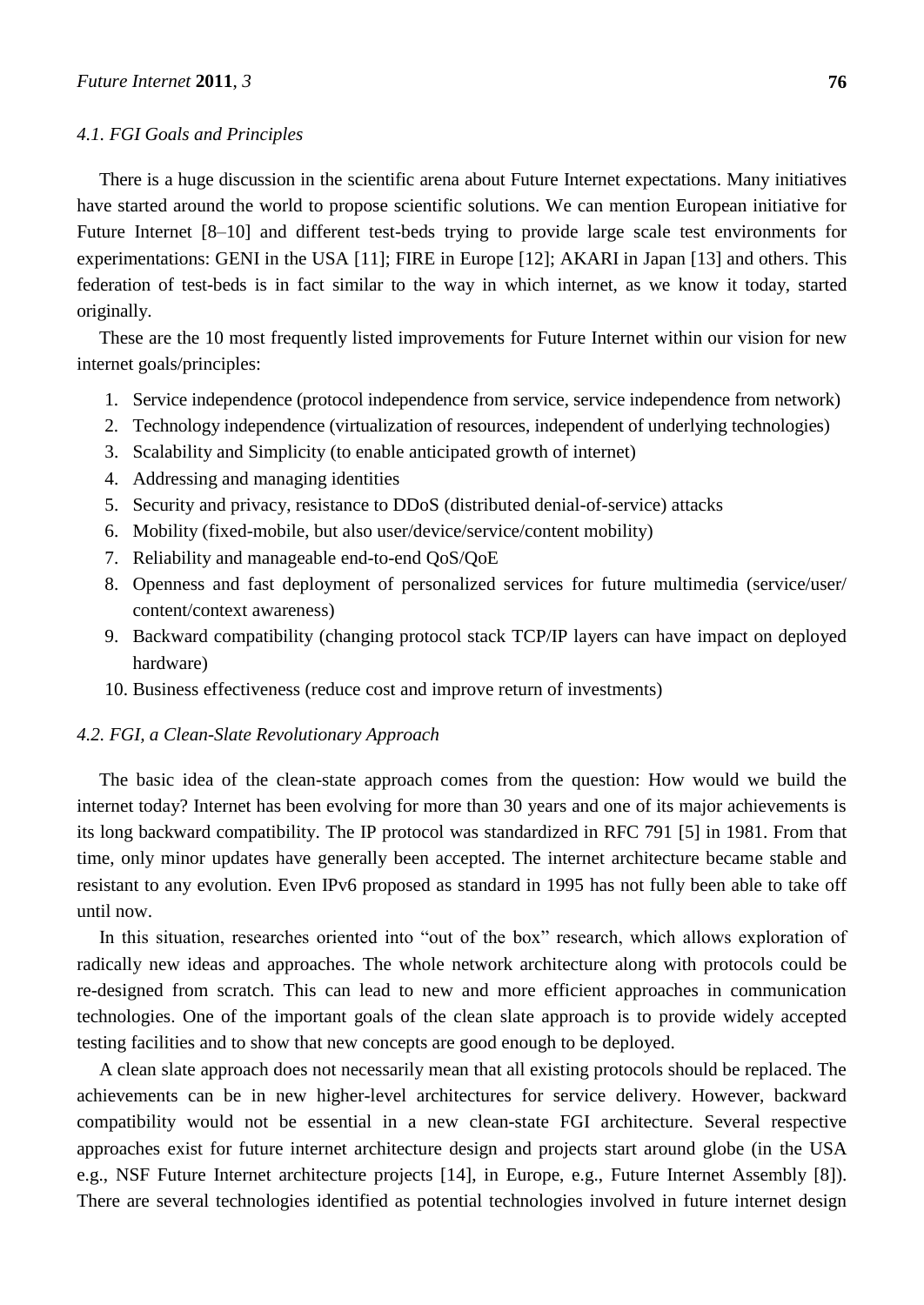### *4.1. FGI Goals and Principles*

There is a huge discussion in the scientific arena about Future Internet expectations. Many initiatives have started around the world to propose scientific solutions. We can mention European initiative for Future Internet [8–10] and different test-beds trying to provide large scale test environments for experimentations: GENI in the USA [11]; FIRE in Europe [12]; AKARI in Japan [13] and others. This federation of test-beds is in fact similar to the way in which internet, as we know it today, started originally.

These are the 10 most frequently listed improvements for Future Internet within our vision for new internet goals/principles:

1. Service independence (protocol independence from service, service independence from network)
2. Technology independence (virtualization of resources, independent of underlying technologies)
3. Scalability and Simplicity (to enable anticipated growth of internet)
4. Addressing and managing identities
5. Security and privacy, resistance to DDoS (distributed denial-of-service) attacks
6. Mobility (fixed-mobile, but also user/device/service/content mobility)
7. Reliability and manageable end-to-end QoS/QoE
8. Openness and fast deployment of personalized services for future multimedia (service/user/content/context awareness)
9. Backward compatibility (changing protocol stack TCP/IP layers can have impact on deployed hardware)
10. Business effectiveness (reduce cost and improve return of investments)

### *4.2. FGI, a Clean-Slate Revolutionary Approach*

The basic idea of the clean-state approach comes from the question: How would we build the internet today? Internet has been evolving for more than 30 years and one of its major achievements is its long backward compatibility. The IP protocol was standardized in RFC 791 [5] in 1981. From that time, only minor updates have generally been accepted. The internet architecture became stable and resistant to any evolution. Even IPv6 proposed as standard in 1995 has not fully been able to take off until now.

In this situation, researches oriented into "out of the box" research, which allows exploration of radically new ideas and approaches. The whole network architecture along with protocols could be re-designed from scratch. This can lead to new and more efficient approaches in communication technologies. One of the important goals of the clean slate approach is to provide widely accepted testing facilities and to show that new concepts are good enough to be deployed.

A clean slate approach does not necessarily mean that all existing protocols should be replaced. The achievements can be in new higher-level architectures for service delivery. However, backward compatibility would not be essential in a new clean-state FGI architecture. Several respective approaches exist for future internet architecture design and projects start around globe (in the USA e.g., NSF Future Internet architecture projects [14], in Europe, e.g., Future Internet Assembly [8]). There are several technologies identified as potential technologies involved in future internet design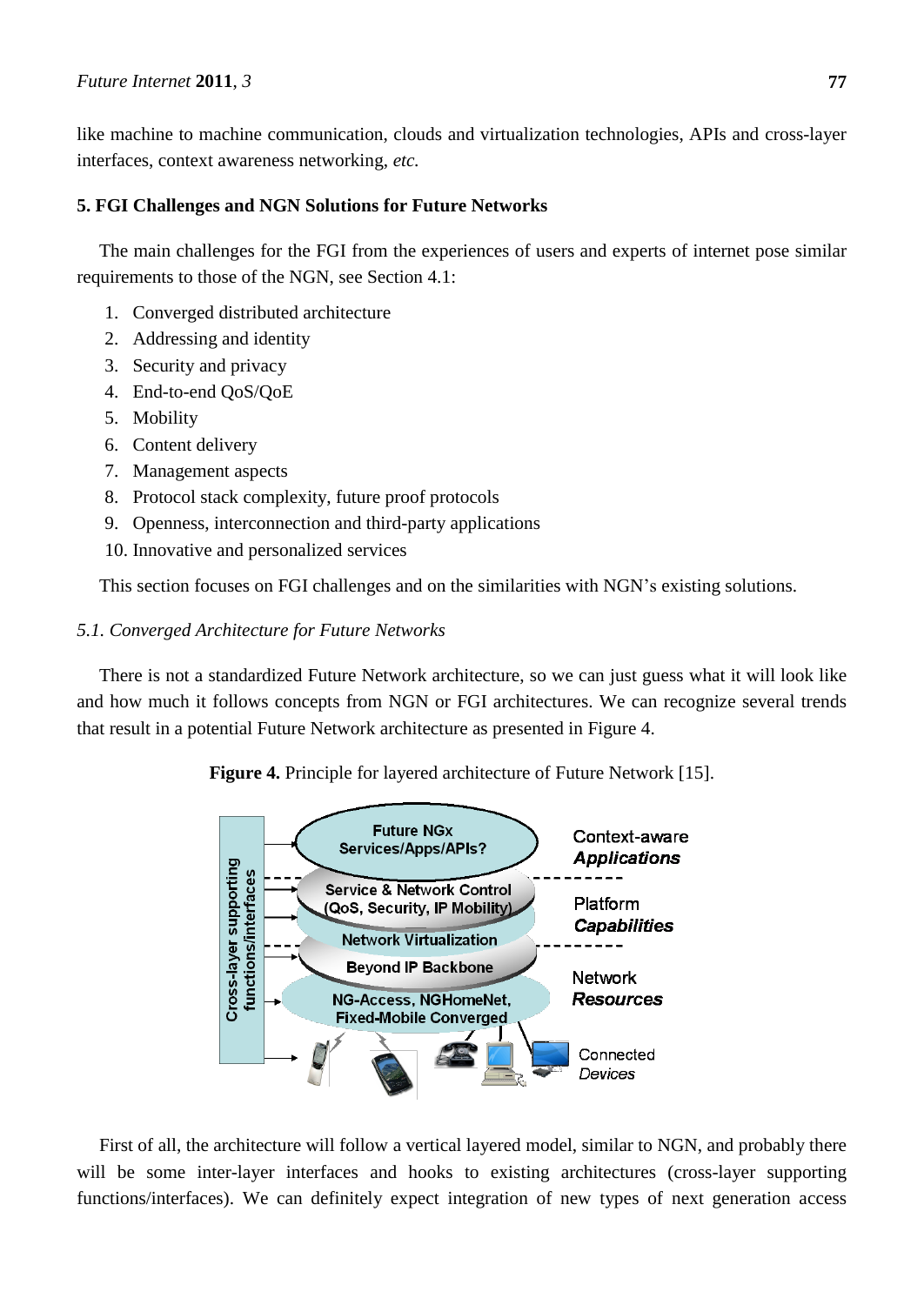like machine to machine communication, clouds and virtualization technologies, APIs and cross-layer interfaces, context awareness networking, *etc.*

## 5. FGI Challenges and NGN Solutions for Future Networks

The main challenges for the FGI from the experiences of users and experts of internet pose similar requirements to those of the NGN, see Section 4.1:

1. Converged distributed architecture
2. Addressing and identity
3. Security and privacy
4. End-to-end QoS/QoE
5. Mobility
6. Content delivery
7. Management aspects
8. Protocol stack complexity, future proof protocols
9. Openness, interconnection and third-party applications
10. Innovative and personalized services

This section focuses on FGI challenges and on the similarities with NGN's existing solutions.

### *5.1. Converged Architecture for Future Networks*

There is not a standardized Future Network architecture, so we can just guess what it will look like and how much it follows concepts from NGN or FGI architectures. We can recognize several trends that result in a potential Future Network architecture as presented in Figure 4.

**Figure 4.** Principle for layered architecture of Future Network [15].

First of all, the architecture will follow a vertical layered model, similar to NGN, and probably there will be some inter-layer interfaces and hooks to existing architectures (cross-layer supporting functions/interfaces). We can definitely expect integration of new types of next generation access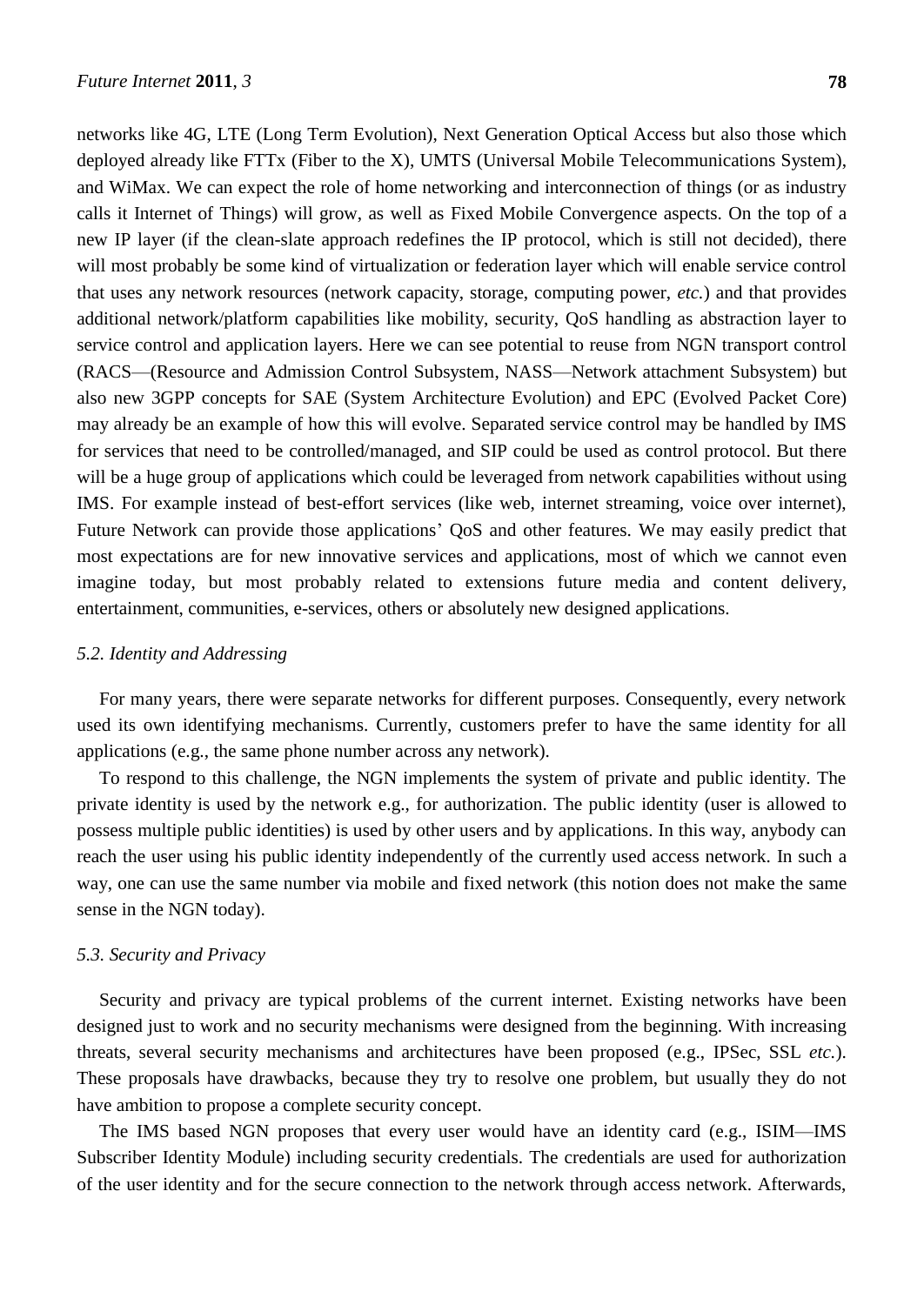networks like 4G, LTE (Long Term Evolution), Next Generation Optical Access but also those which deployed already like FTTx (Fiber to the X), UMTS (Universal Mobile Telecommunications System), and WiMax. We can expect the role of home networking and interconnection of things (or as industry calls it Internet of Things) will grow, as well as Fixed Mobile Convergence aspects. On the top of a new IP layer (if the clean-slate approach redefines the IP protocol, which is still not decided), there will most probably be some kind of virtualization or federation layer which will enable service control that uses any network resources (network capacity, storage, computing power, *etc.*) and that provides additional network/platform capabilities like mobility, security, QoS handling as abstraction layer to service control and application layers. Here we can see potential to reuse from NGN transport control (RACS—(Resource and Admission Control Subsystem, NASS—Network attachment Subsystem) but also new 3GPP concepts for SAE (System Architecture Evolution) and EPC (Evolved Packet Core) may already be an example of how this will evolve. Separated service control may be handled by IMS for services that need to be controlled/managed, and SIP could be used as control protocol. But there will be a huge group of applications which could be leveraged from network capabilities without using IMS. For example instead of best-effort services (like web, internet streaming, voice over internet), Future Network can provide those applications' QoS and other features. We may easily predict that most expectations are for new innovative services and applications, most of which we cannot even imagine today, but most probably related to extensions future media and content delivery, entertainment, communities, e-services, others or absolutely new designed applications.

### *5.2. Identity and Addressing*

For many years, there were separate networks for different purposes. Consequently, every network used its own identifying mechanisms. Currently, customers prefer to have the same identity for all applications (e.g., the same phone number across any network).

To respond to this challenge, the NGN implements the system of private and public identity. The private identity is used by the network e.g., for authorization. The public identity (user is allowed to possess multiple public identities) is used by other users and by applications. In this way, anybody can reach the user using his public identity independently of the currently used access network. In such a way, one can use the same number via mobile and fixed network (this notion does not make the same sense in the NGN today).

### *5.3. Security and Privacy*

Security and privacy are typical problems of the current internet. Existing networks have been designed just to work and no security mechanisms were designed from the beginning. With increasing threats, several security mechanisms and architectures have been proposed (e.g., IPSec, SSL *etc.*). These proposals have drawbacks, because they try to resolve one problem, but usually they do not have ambition to propose a complete security concept.

The IMS based NGN proposes that every user would have an identity card (e.g., ISIM—IMS Subscriber Identity Module) including security credentials. The credentials are used for authorization of the user identity and for the secure connection to the network through access network. Afterwards,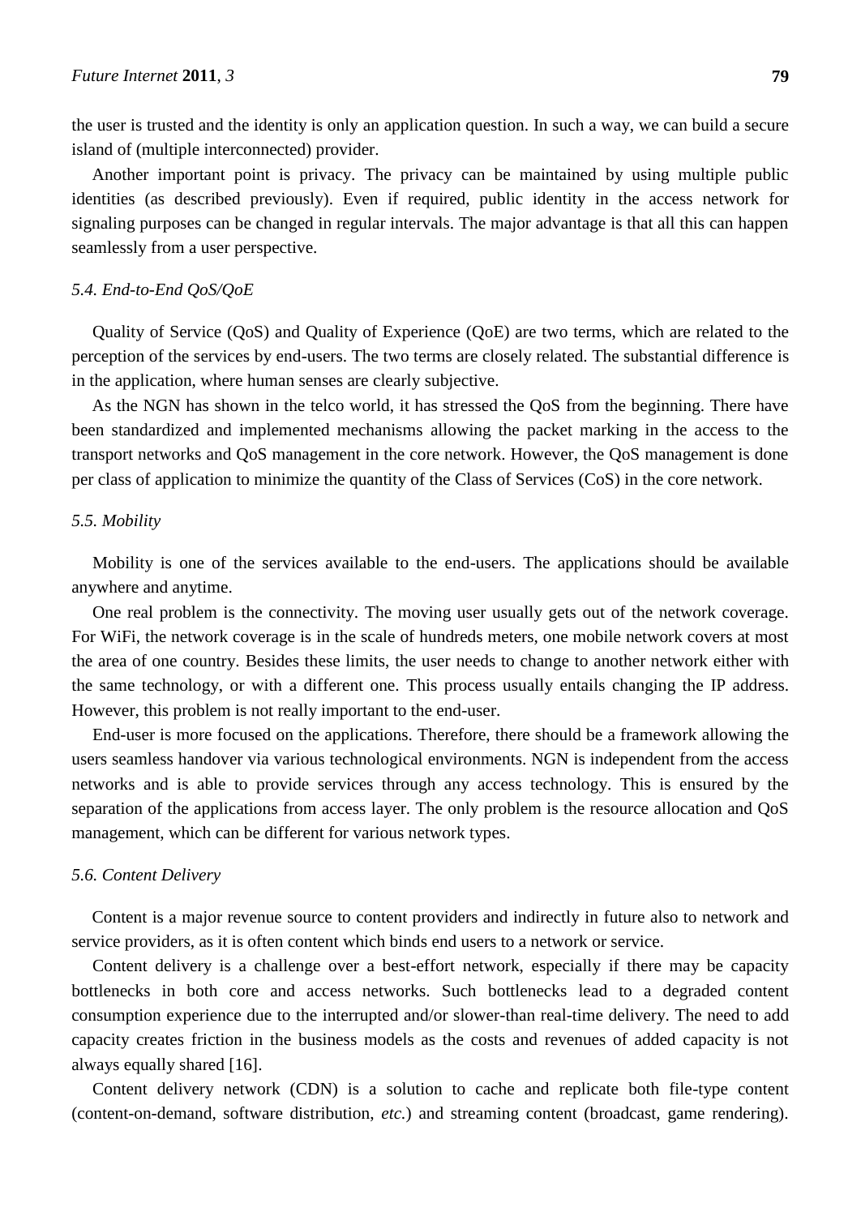the user is trusted and the identity is only an application question. In such a way, we can build a secure island of (multiple interconnected) provider.

Another important point is privacy. The privacy can be maintained by using multiple public identities (as described previously). Even if required, public identity in the access network for signaling purposes can be changed in regular intervals. The major advantage is that all this can happen seamlessly from a user perspective.

### *5.4. End-to-End QoS/QoE*

Quality of Service (QoS) and Quality of Experience (QoE) are two terms, which are related to the perception of the services by end-users. The two terms are closely related. The substantial difference is in the application, where human senses are clearly subjective.

As the NGN has shown in the telco world, it has stressed the QoS from the beginning. There have been standardized and implemented mechanisms allowing the packet marking in the access to the transport networks and QoS management in the core network. However, the QoS management is done per class of application to minimize the quantity of the Class of Services (CoS) in the core network.

### *5.5. Mobility*

Mobility is one of the services available to the end-users. The applications should be available anywhere and anytime.

One real problem is the connectivity. The moving user usually gets out of the network coverage. For WiFi, the network coverage is in the scale of hundreds meters, one mobile network covers at most the area of one country. Besides these limits, the user needs to change to another network either with the same technology, or with a different one. This process usually entails changing the IP address. However, this problem is not really important to the end-user.

End-user is more focused on the applications. Therefore, there should be a framework allowing the users seamless handover via various technological environments. NGN is independent from the access networks and is able to provide services through any access technology. This is ensured by the separation of the applications from access layer. The only problem is the resource allocation and QoS management, which can be different for various network types.

### *5.6. Content Delivery*

Content is a major revenue source to content providers and indirectly in future also to network and service providers, as it is often content which binds end users to a network or service.

Content delivery is a challenge over a best-effort network, especially if there may be capacity bottlenecks in both core and access networks. Such bottlenecks lead to a degraded content consumption experience due to the interrupted and/or slower-than real-time delivery. The need to add capacity creates friction in the business models as the costs and revenues of added capacity is not always equally shared [16].

Content delivery network (CDN) is a solution to cache and replicate both file-type content (content-on-demand, software distribution, *etc.*) and streaming content (broadcast, game rendering).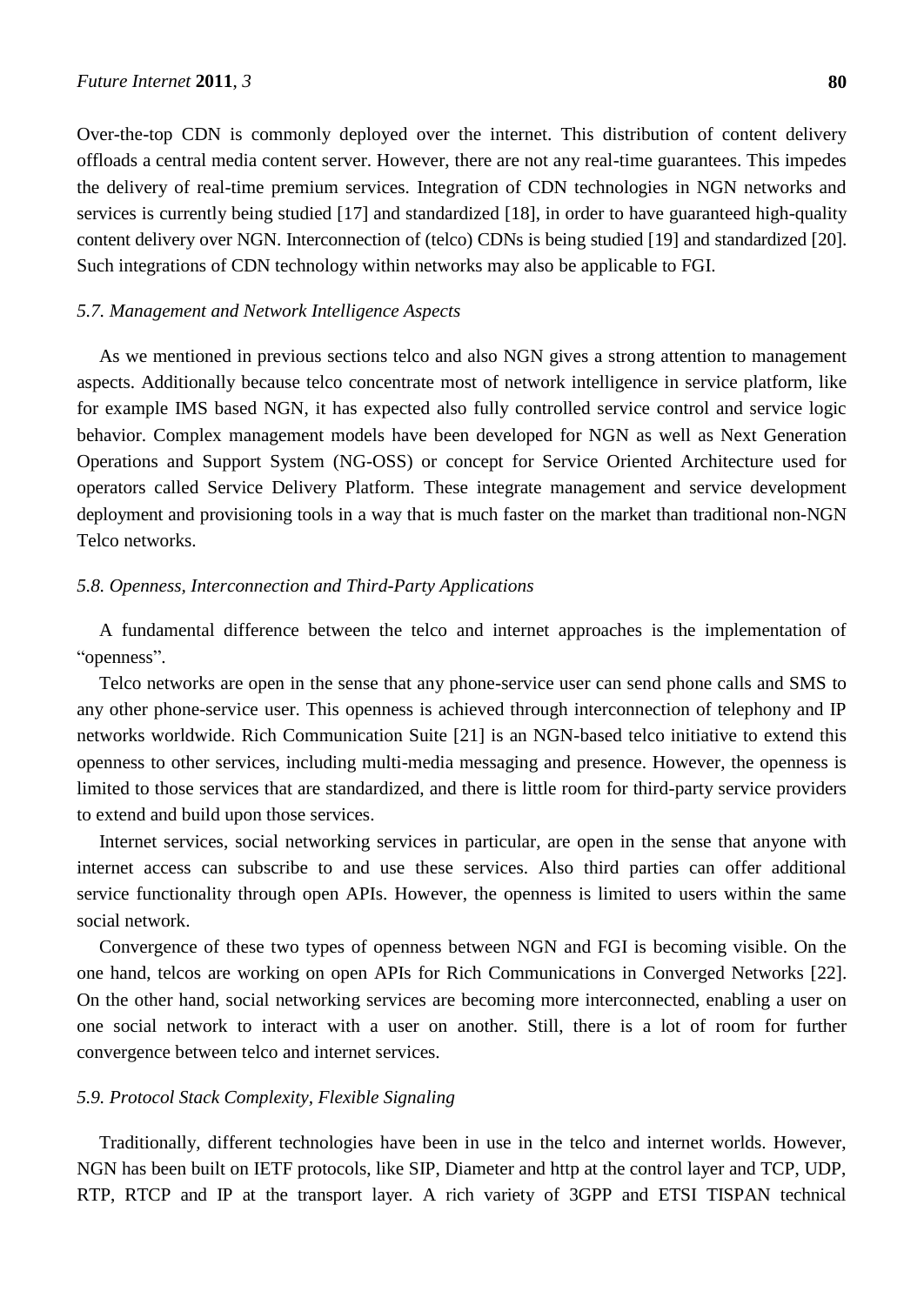Over-the-top CDN is commonly deployed over the internet. This distribution of content delivery offloads a central media content server. However, there are not any real-time guarantees. This impedes the delivery of real-time premium services. Integration of CDN technologies in NGN networks and services is currently being studied [17] and standardized [18], in order to have guaranteed high-quality content delivery over NGN. Interconnection of (telco) CDNs is being studied [19] and standardized [20]. Such integrations of CDN technology within networks may also be applicable to FGI.

### *5.7. Management and Network Intelligence Aspects*

As we mentioned in previous sections telco and also NGN gives a strong attention to management aspects. Additionally because telco concentrate most of network intelligence in service platform, like for example IMS based NGN, it has expected also fully controlled service control and service logic behavior. Complex management models have been developed for NGN as well as Next Generation Operations and Support System (NG-OSS) or concept for Service Oriented Architecture used for operators called Service Delivery Platform. These integrate management and service development deployment and provisioning tools in a way that is much faster on the market than traditional non-NGN Telco networks.

### *5.8. Openness, Interconnection and Third-Party Applications*

A fundamental difference between the telco and internet approaches is the implementation of "openness".

Telco networks are open in the sense that any phone-service user can send phone calls and SMS to any other phone-service user. This openness is achieved through interconnection of telephony and IP networks worldwide. Rich Communication Suite [21] is an NGN-based telco initiative to extend this openness to other services, including multi-media messaging and presence. However, the openness is limited to those services that are standardized, and there is little room for third-party service providers to extend and build upon those services.

Internet services, social networking services in particular, are open in the sense that anyone with internet access can subscribe to and use these services. Also third parties can offer additional service functionality through open APIs. However, the openness is limited to users within the same social network.

Convergence of these two types of openness between NGN and FGI is becoming visible. On the one hand, telcos are working on open APIs for Rich Communications in Converged Networks [22]. On the other hand, social networking services are becoming more interconnected, enabling a user on one social network to interact with a user on another. Still, there is a lot of room for further convergence between telco and internet services.

### *5.9. Protocol Stack Complexity, Flexible Signaling*

Traditionally, different technologies have been in use in the telco and internet worlds. However, NGN has been built on IETF protocols, like SIP, Diameter and http at the control layer and TCP, UDP, RTP, RTCP and IP at the transport layer. A rich variety of 3GPP and ETSI TISPAN technical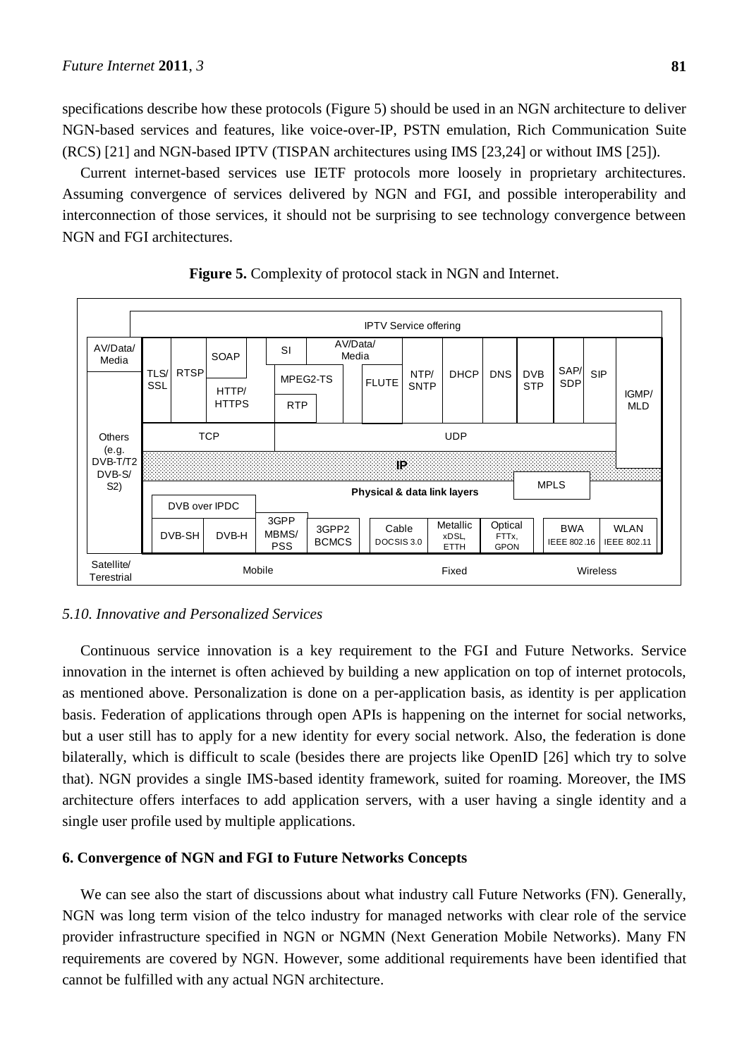specifications describe how these protocols (Figure 5) should be used in an NGN architecture to deliver NGN-based services and features, like voice-over-IP, PSTN emulation, Rich Communication Suite (RCS) [21] and NGN-based IPTV (TISPAN architectures using IMS [23,24] or without IMS [25]).

Current internet-based services use IETF protocols more loosely in proprietary architectures. Assuming convergence of services delivered by NGN and FGI, and possible interoperability and interconnection of those services, it should not be surprising to see technology convergence between NGN and FGI architectures.

**Figure 5.** Complexity of protocol stack in NGN and Internet.

### 5.10. Innovative and Personalized Services

Continuous service innovation is a key requirement to the FGI and Future Networks. Service innovation in the internet is often achieved by building a new application on top of internet protocols, as mentioned above. Personalization is done on a per-application basis, as identity is per application basis. Federation of applications through open APIs is happening on the internet for social networks, but a user still has to apply for a new identity for every social network. Also, the federation is done bilaterally, which is difficult to scale (besides there are projects like OpenID [26] which try to solve that). NGN provides a single IMS-based identity framework, suited for roaming. Moreover, the IMS architecture offers interfaces to add application servers, with a user having a single identity and a single user profile used by multiple applications.

## 6. Convergence of NGN and FGI to Future Networks Concepts

We can see also the start of discussions about what industry call Future Networks (FN). Generally, NGN was long term vision of the telco industry for managed networks with clear role of the service provider infrastructure specified in NGN or NGMN (Next Generation Mobile Networks). Many FN requirements are covered by NGN. However, some additional requirements have been identified that cannot be fulfilled with any actual NGN architecture.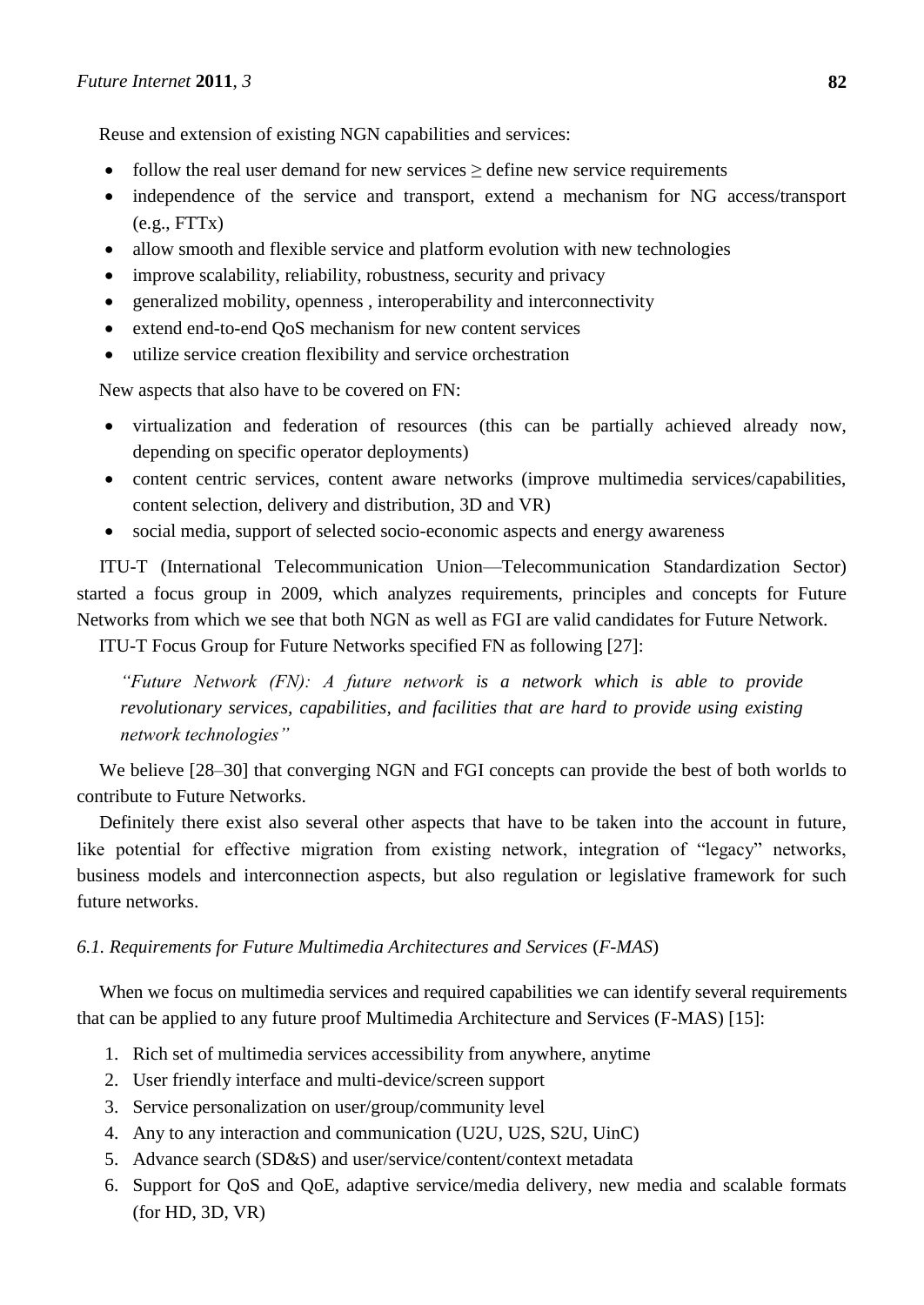Reuse and extension of existing NGN capabilities and services:

- follow the real user demand for new services ≥ define new service requirements
- independence of the service and transport, extend a mechanism for NG access/transport (e.g., FTTx)
- allow smooth and flexible service and platform evolution with new technologies
- improve scalability, reliability, robustness, security and privacy
- generalized mobility, openness , interoperability and interconnectivity
- extend end-to-end QoS mechanism for new content services
- utilize service creation flexibility and service orchestration

New aspects that also have to be covered on FN:

- virtualization and federation of resources (this can be partially achieved already now, depending on specific operator deployments)
- content centric services, content aware networks (improve multimedia services/capabilities, content selection, delivery and distribution, 3D and VR)
- social media, support of selected socio-economic aspects and energy awareness

ITU-T (International Telecommunication Union—Telecommunication Standardization Sector) started a focus group in 2009, which analyzes requirements, principles and concepts for Future Networks from which we see that both NGN as well as FGI are valid candidates for Future Network.

ITU-T Focus Group for Future Networks specified FN as following [27]:

> *"Future Network (FN): A future network is a network which is able to provide revolutionary services, capabilities, and facilities that are hard to provide using existing network technologies"*

We believe [28–30] that converging NGN and FGI concepts can provide the best of both worlds to contribute to Future Networks.

Definitely there exist also several other aspects that have to be taken into the account in future, like potential for effective migration from existing network, integration of "legacy" networks, business models and interconnection aspects, but also regulation or legislative framework for such future networks.

### *6.1. Requirements for Future Multimedia Architectures and Services (F-MAS)*

When we focus on multimedia services and required capabilities we can identify several requirements that can be applied to any future proof Multimedia Architecture and Services (F-MAS) [15]:

1. Rich set of multimedia services accessibility from anywhere, anytime
2. User friendly interface and multi-device/screen support
3. Service personalization on user/group/community level
4. Any to any interaction and communication (U2U, U2S, S2U, UinC)
5. Advance search (SD&S) and user/service/content/context metadata
6. Support for QoS and QoE, adaptive service/media delivery, new media and scalable formats (for HD, 3D, VR)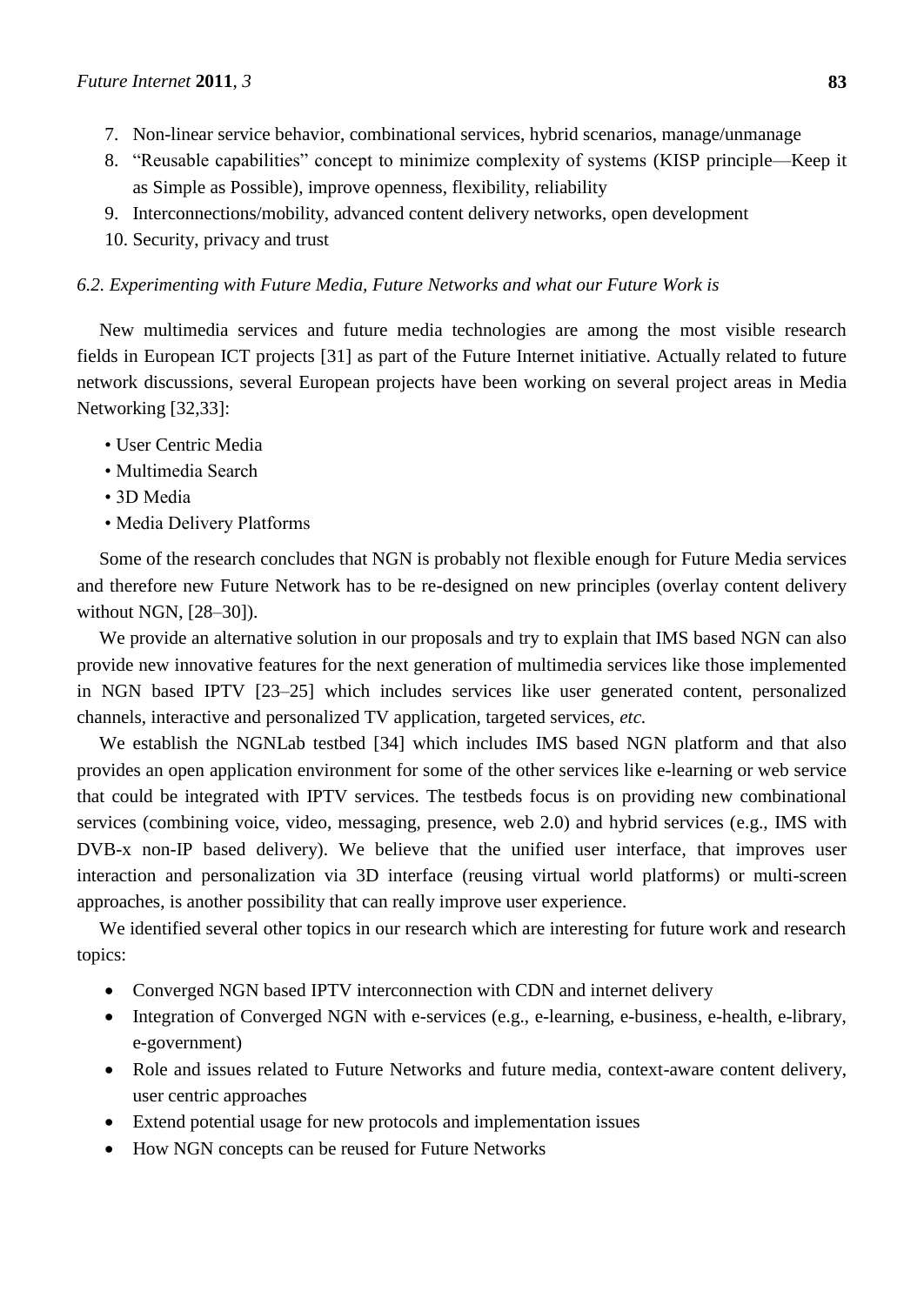7. Non-linear service behavior, combinational services, hybrid scenarios, manage/unmanage
8. "Reusable capabilities" concept to minimize complexity of systems (KISP principle—Keep it as Simple as Possible), improve openness, flexibility, reliability
9. Interconnections/mobility, advanced content delivery networks, open development
10. Security, privacy and trust

### *6.2. Experimenting with Future Media, Future Networks and what our Future Work is*

New multimedia services and future media technologies are among the most visible research fields in European ICT projects [31] as part of the Future Internet initiative. Actually related to future network discussions, several European projects have been working on several project areas in Media Networking [32,33]:

- User Centric Media
- Multimedia Search
- 3D Media
- Media Delivery Platforms

Some of the research concludes that NGN is probably not flexible enough for Future Media services and therefore new Future Network has to be re-designed on new principles (overlay content delivery without NGN, [28–30]).

We provide an alternative solution in our proposals and try to explain that IMS based NGN can also provide new innovative features for the next generation of multimedia services like those implemented in NGN based IPTV [23–25] which includes services like user generated content, personalized channels, interactive and personalized TV application, targeted services, *etc.*

We establish the NGNLab testbed [34] which includes IMS based NGN platform and that also provides an open application environment for some of the other services like e-learning or web service that could be integrated with IPTV services. The testbeds focus is on providing new combinational services (combining voice, video, messaging, presence, web 2.0) and hybrid services (e.g., IMS with DVB-x non-IP based delivery). We believe that the unified user interface, that improves user interaction and personalization via 3D interface (reusing virtual world platforms) or multi-screen approaches, is another possibility that can really improve user experience.

We identified several other topics in our research which are interesting for future work and research topics:

- Converged NGN based IPTV interconnection with CDN and internet delivery
- Integration of Converged NGN with e-services (e.g., e-learning, e-business, e-health, e-library, e-government)
- Role and issues related to Future Networks and future media, context-aware content delivery, user centric approaches
- Extend potential usage for new protocols and implementation issues
- How NGN concepts can be reused for Future Networks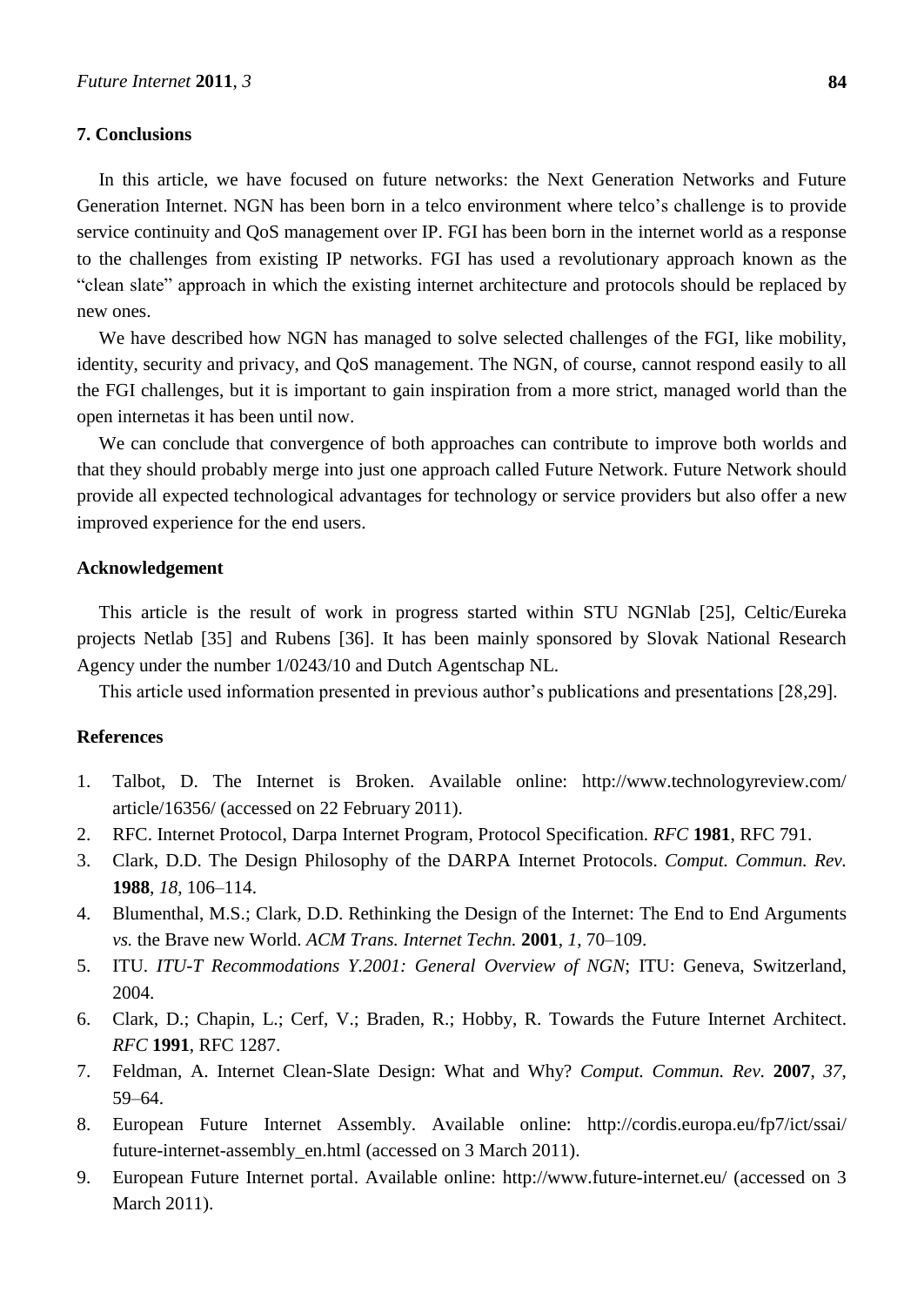## 7. Conclusions

In this article, we have focused on future networks: the Next Generation Networks and Future Generation Internet. NGN has been born in a telco environment where telco's challenge is to provide service continuity and QoS management over IP. FGI has been born in the internet world as a response to the challenges from existing IP networks. FGI has used a revolutionary approach known as the "clean slate" approach in which the existing internet architecture and protocols should be replaced by new ones.

We have described how NGN has managed to solve selected challenges of the FGI, like mobility, identity, security and privacy, and QoS management. The NGN, of course, cannot respond easily to all the FGI challenges, but it is important to gain inspiration from a more strict, managed world than the open internetas it has been until now.

We can conclude that convergence of both approaches can contribute to improve both worlds and that they should probably merge into just one approach called Future Network. Future Network should provide all expected technological advantages for technology or service providers but also offer a new improved experience for the end users.

## Acknowledgement

This article is the result of work in progress started within STU NGNlab [25], Celtic/Eureka projects Netlab [35] and Rubens [36]. It has been mainly sponsored by Slovak National Research Agency under the number 1/0243/10 and Dutch Agentschap NL.

This article used information presented in previous author's publications and presentations [28,29].

## References

1. Talbot, D. The Internet is Broken. Available online: http://www.technologyreview.com/article/16356/ (accessed on 22 February 2011).
2. RFC. Internet Protocol, Darpa Internet Program, Protocol Specification. *RFC* **1981**, RFC 791.
3. Clark, D.D. The Design Philosophy of the DARPA Internet Protocols. *Comput. Commun. Rev.* **1988**, *18*, 106–114.
4. Blumenthal, M.S.; Clark, D.D. Rethinking the Design of the Internet: The End to End Arguments *vs.* the Brave new World. *ACM Trans. Internet Techn.* **2001**, *1*, 70–109.
5. ITU. *ITU-T Recommodations Y.2001: General Overview of NGN*; ITU: Geneva, Switzerland, 2004.
6. Clark, D.; Chapin, L.; Cerf, V.; Braden, R.; Hobby, R. Towards the Future Internet Architect. *RFC* **1991**, RFC 1287.
7. Feldman, A. Internet Clean-Slate Design: What and Why? *Comput. Commun. Rev.* **2007**, *37*, 59–64.
8. European Future Internet Assembly. Available online: http://cordis.europa.eu/fp7/ict/ssai/future-internet-assembly_en.html (accessed on 3 March 2011).
9. European Future Internet portal. Available online: http://www.future-internet.eu/ (accessed on 3 March 2011).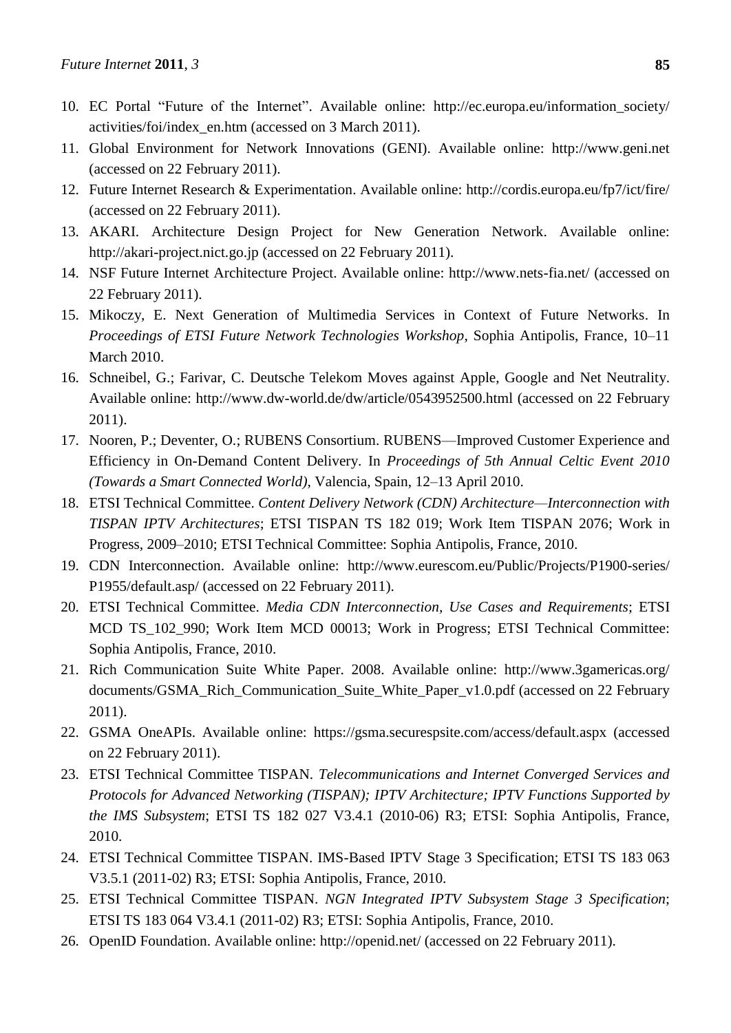10. EC Portal "Future of the Internet". Available online: http://ec.europa.eu/information_society/activities/foi/index_en.htm (accessed on 3 March 2011).
11. Global Environment for Network Innovations (GENI). Available online: http://www.geni.net (accessed on 22 February 2011).
12. Future Internet Research & Experimentation. Available online: http://cordis.europa.eu/fp7/ict/fire/ (accessed on 22 February 2011).
13. AKARI. Architecture Design Project for New Generation Network. Available online: http://akari-project.nict.go.jp (accessed on 22 February 2011).
14. NSF Future Internet Architecture Project. Available online: http://www.nets-fia.net/ (accessed on 22 February 2011).
15. Mikoczy, E. Next Generation of Multimedia Services in Context of Future Networks. In *Proceedings of ETSI Future Network Technologies Workshop*, Sophia Antipolis, France, 10–11 March 2010.
16. Schneibel, G.; Farivar, C. Deutsche Telekom Moves against Apple, Google and Net Neutrality. Available online: http://www.dw-world.de/dw/article/0543952500.html (accessed on 22 February 2011).
17. Nooren, P.; Deventer, O.; RUBENS Consortium. RUBENS—Improved Customer Experience and Efficiency in On-Demand Content Delivery. In *Proceedings of 5th Annual Celtic Event 2010 (Towards a Smart Connected World)*, Valencia, Spain, 12–13 April 2010.
18. ETSI Technical Committee. *Content Delivery Network (CDN) Architecture—Interconnection with TISPAN IPTV Architectures*; ETSI TISPAN TS 182 019; Work Item TISPAN 2076; Work in Progress, 2009–2010; ETSI Technical Committee: Sophia Antipolis, France, 2010.
19. CDN Interconnection. Available online: http://www.eurescom.eu/Public/Projects/P1900-series/P1955/default.asp/ (accessed on 22 February 2011).
20. ETSI Technical Committee. *Media CDN Interconnection, Use Cases and Requirements*; ETSI MCD TS_102_990; Work Item MCD 00013; Work in Progress; ETSI Technical Committee: Sophia Antipolis, France, 2010.
21. Rich Communication Suite White Paper. 2008. Available online: http://www.3gamericas.org/documents/GSMA_Rich_Communication_Suite_White_Paper_v1.0.pdf (accessed on 22 February 2011).
22. GSMA OneAPIs. Available online: https://gsma.securespsite.com/access/default.aspx (accessed on 22 February 2011).
23. ETSI Technical Committee TISPAN. *Telecommunications and Internet Converged Services and Protocols for Advanced Networking (TISPAN); IPTV Architecture; IPTV Functions Supported by the IMS Subsystem*; ETSI TS 182 027 V3.4.1 (2010-06) R3; ETSI: Sophia Antipolis, France, 2010.
24. ETSI Technical Committee TISPAN. IMS-Based IPTV Stage 3 Specification; ETSI TS 183 063 V3.5.1 (2011-02) R3; ETSI: Sophia Antipolis, France, 2010.
25. ETSI Technical Committee TISPAN. *NGN Integrated IPTV Subsystem Stage 3 Specification*; ETSI TS 183 064 V3.4.1 (2011-02) R3; ETSI: Sophia Antipolis, France, 2010.
26. OpenID Foundation. Available online: http://openid.net/ (accessed on 22 February 2011).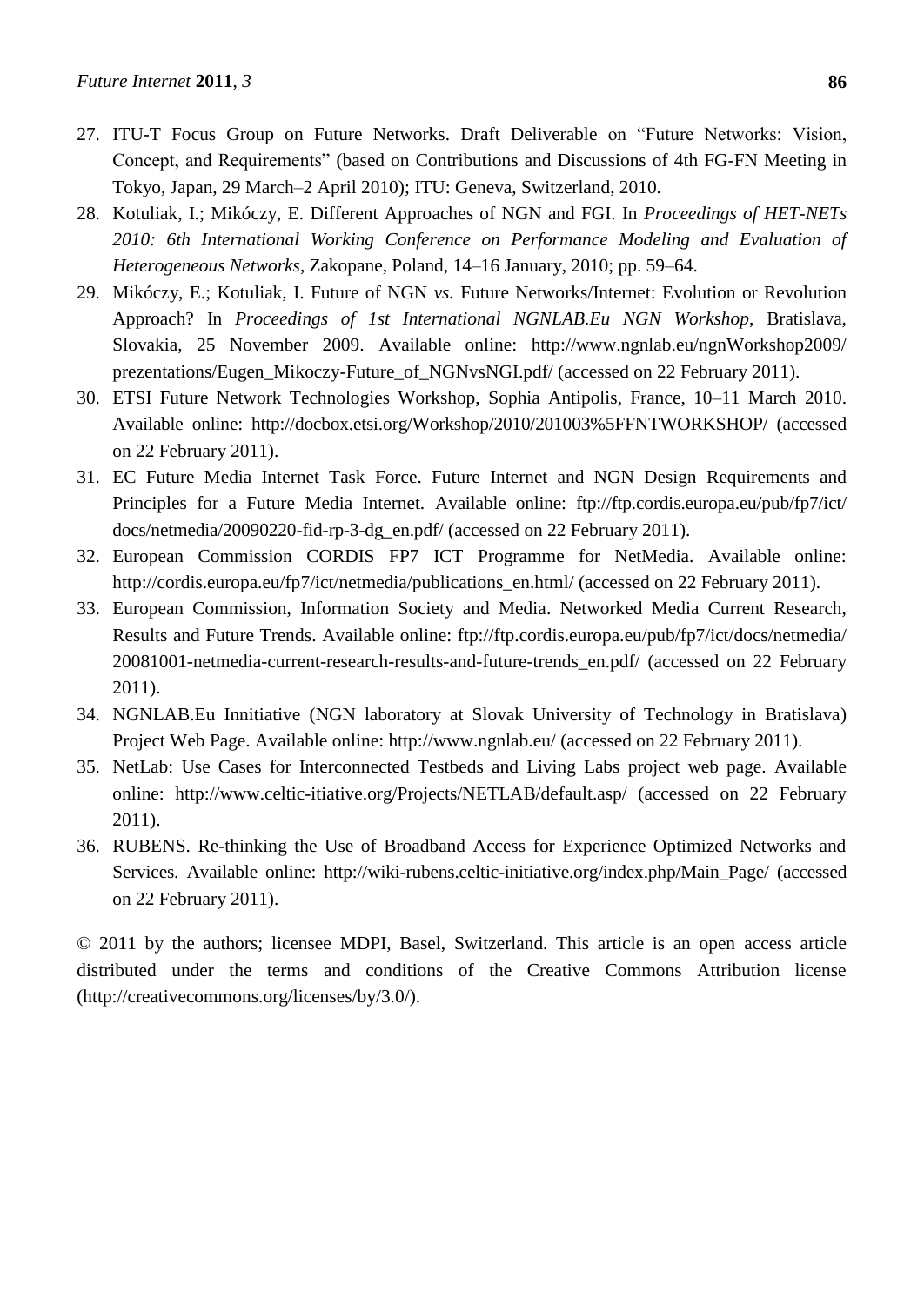27. ITU-T Focus Group on Future Networks. Draft Deliverable on "Future Networks: Vision, Concept, and Requirements" (based on Contributions and Discussions of 4th FG-FN Meeting in Tokyo, Japan, 29 March–2 April 2010); ITU: Geneva, Switzerland, 2010.
28. Kotuliak, I.; Mikóczy, E. Different Approaches of NGN and FGI. In *Proceedings of HET-NETs 2010: 6th International Working Conference on Performance Modeling and Evaluation of Heterogeneous Networks*, Zakopane, Poland, 14–16 January, 2010; pp. 59–64.
29. Mikóczy, E.; Kotuliak, I. Future of NGN *vs.* Future Networks/Internet: Evolution or Revolution Approach? In *Proceedings of 1st International NGNLAB.Eu NGN Workshop*, Bratislava, Slovakia, 25 November 2009. Available online: http://www.ngnlab.eu/ngnWorkshop2009/prezentations/Eugen_Mikoczy-Future_of_NGNvsNGI.pdf/ (accessed on 22 February 2011).
30. ETSI Future Network Technologies Workshop, Sophia Antipolis, France, 10–11 March 2010. Available online: http://docbox.etsi.org/Workshop/2010/201003%5FFNTWORKSHOP/ (accessed on 22 February 2011).
31. EC Future Media Internet Task Force. Future Internet and NGN Design Requirements and Principles for a Future Media Internet. Available online: ftp://ftp.cordis.europa.eu/pub/fp7/ict/docs/netmedia/20090220-fid-rp-3-dg_en.pdf/ (accessed on 22 February 2011).
32. European Commission CORDIS FP7 ICT Programme for NetMedia. Available online: http://cordis.europa.eu/fp7/ict/netmedia/publications_en.html/ (accessed on 22 February 2011).
33. European Commission, Information Society and Media. Networked Media Current Research, Results and Future Trends. Available online: ftp://ftp.cordis.europa.eu/pub/fp7/ict/docs/netmedia/20081001-netmedia-current-research-results-and-future-trends_en.pdf/ (accessed on 22 February 2011).
34. NGNLAB.Eu Innitiative (NGN laboratory at Slovak University of Technology in Bratislava) Project Web Page. Available online: http://www.ngnlab.eu/ (accessed on 22 February 2011).
35. NetLab: Use Cases for Interconnected Testbeds and Living Labs project web page. Available online: http://www.celtic-itiative.org/Projects/NETLAB/default.asp/ (accessed on 22 February 2011).
36. RUBENS. Re-thinking the Use of Broadband Access for Experience Optimized Networks and Services. Available online: http://wiki-rubens.celtic-initiative.org/index.php/Main_Page/ (accessed on 22 February 2011).

© 2011 by the authors; licensee MDPI, Basel, Switzerland. This article is an open access article distributed under the terms and conditions of the Creative Commons Attribution license (http://creativecommons.org/licenses/by/3.0/).